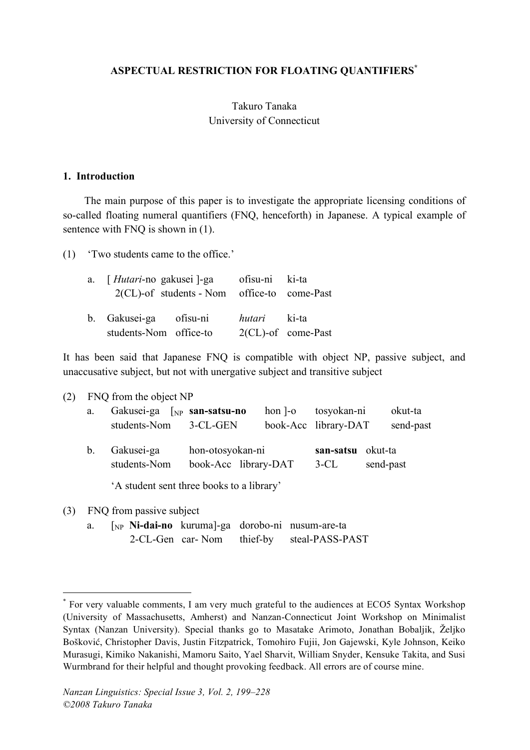# ASPECTUAL RESTRICTION FOR FLOATING QUANTIFIERS[*]

Takuro Tanaka
University of Connecticut

## 1. Introduction

The main purpose of this paper is to investigate the appropriate licensing conditions of so-called floating numeral quantifiers (FNQ, henceforth) in Japanese. A typical example of sentence with FNQ is shown in (1).

(1) 'Two students came to the office.'

a. [ *Hutari*-no gakusei ]-ga ofisu-ni ki-ta
   2(CL)-of students - Nom office-to come-Past

b. Gakusei-ga ofisu-ni *hutari* ki-ta
   students-Nom office-to 2(CL)-of come-Past

It has been said that Japanese FNQ is compatible with object NP, passive subject, and unaccusative subject, but not with unergative subject and transitive subject

(2) FNQ from the object NP

a. Gakusei-ga [$_{NP}$ **san-satsu-no** hon ]-o tosyokan-ni okut-ta
   students-Nom 3-CL-GEN book-Acc library-DAT send-past

b. Gakusei-ga hon-otosyokan-ni **san-satsu** okut-ta
   students-Nom book-Acc library-DAT 3-CL send-past

   'A student sent three books to a library'

(3) FNQ from passive subject

a. [$_{NP}$ **Ni-dai-no** kuruma]-ga dorobo-ni nusum-are-ta
   2-CL-Gen car- Nom thief-by steal-PASS-PAST

---

[*] For very valuable comments, I am very much grateful to the audiences at ECO5 Syntax Workshop (University of Massachusetts, Amherst) and Nanzan-Connecticut Joint Workshop on Minimalist Syntax (Nanzan University). Special thanks go to Masatake Arimoto, Jonathan Bobaljik, Željko Bošković, Christopher Davis, Justin Fitzpatrick, Tomohiro Fujii, Jon Gajewski, Kyle Johnson, Keiko Murasugi, Kimiko Nakanishi, Mamoru Saito, Yael Sharvit, William Snyder, Kensuke Takita, and Susi Wurmbrand for their helpful and thought provoking feedback. All errors are of course mine.

*Nanzan Linguistics: Special Issue 3, Vol. 2, 199–228*
*©2008 Takuro Tanaka*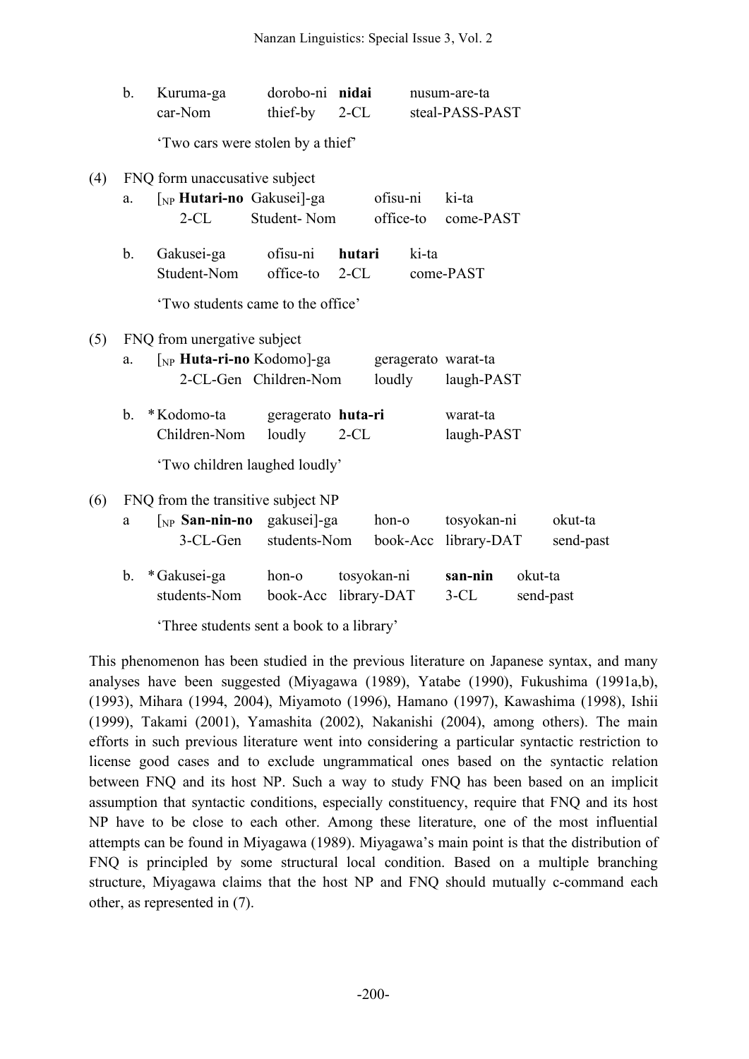b. Kuruma-ga dorobo-ni **nidai** nusum-are-ta
   car-Nom thief-by 2-CL steal-PASS-PAST

   'Two cars were stolen by a thief'

(4) FNQ form unaccusative subject

a. [$_{NP}$ **Hutari-no** Gakusei]-ga ofisu-ni ki-ta
   2-CL Student- Nom office-to come-PAST

b. Gakusei-ga ofisu-ni **hutari** ki-ta
   Student-Nom office-to 2-CL come-PAST

   'Two students came to the office'

(5) FNQ from unergative subject

a. [$_{NP}$ **Huta-ri-no** Kodomo]-ga geragerato warat-ta
   2-CL-Gen Children-Nom loudly laugh-PAST

b. *Kodomo-ta geragerato **huta-ri** warat-ta
   Children-Nom loudly 2-CL laugh-PAST

   'Two children laughed loudly'

(6) FNQ from the transitive subject NP

a [$_{NP}$ **San-nin-no** gakusei]-ga hon-o tosyokan-ni okut-ta
   3-CL-Gen students-Nom book-Acc library-DAT send-past

b. *Gakusei-ga hon-o tosyokan-ni **san-nin** okut-ta
   students-Nom book-Acc library-DAT 3-CL send-past

   'Three students sent a book to a library'

This phenomenon has been studied in the previous literature on Japanese syntax, and many analyses have been suggested (Miyagawa (1989), Yatabe (1990), Fukushima (1991a,b), (1993), Mihara (1994, 2004), Miyamoto (1996), Hamano (1997), Kawashima (1998), Ishii (1999), Takami (2001), Yamashita (2002), Nakanishi (2004), among others). The main efforts in such previous literature went into considering a particular syntactic restriction to license good cases and to exclude ungrammatical ones based on the syntactic relation between FNQ and its host NP. Such a way to study FNQ has been based on an implicit assumption that syntactic conditions, especially constituency, require that FNQ and its host NP have to be close to each other. Among these literature, one of the most influential attempts can be found in Miyagawa (1989). Miyagawa's main point is that the distribution of FNQ is principled by some structural local condition. Based on a multiple branching structure, Miyagawa claims that the host NP and FNQ should mutually c-command each other, as represented in (7).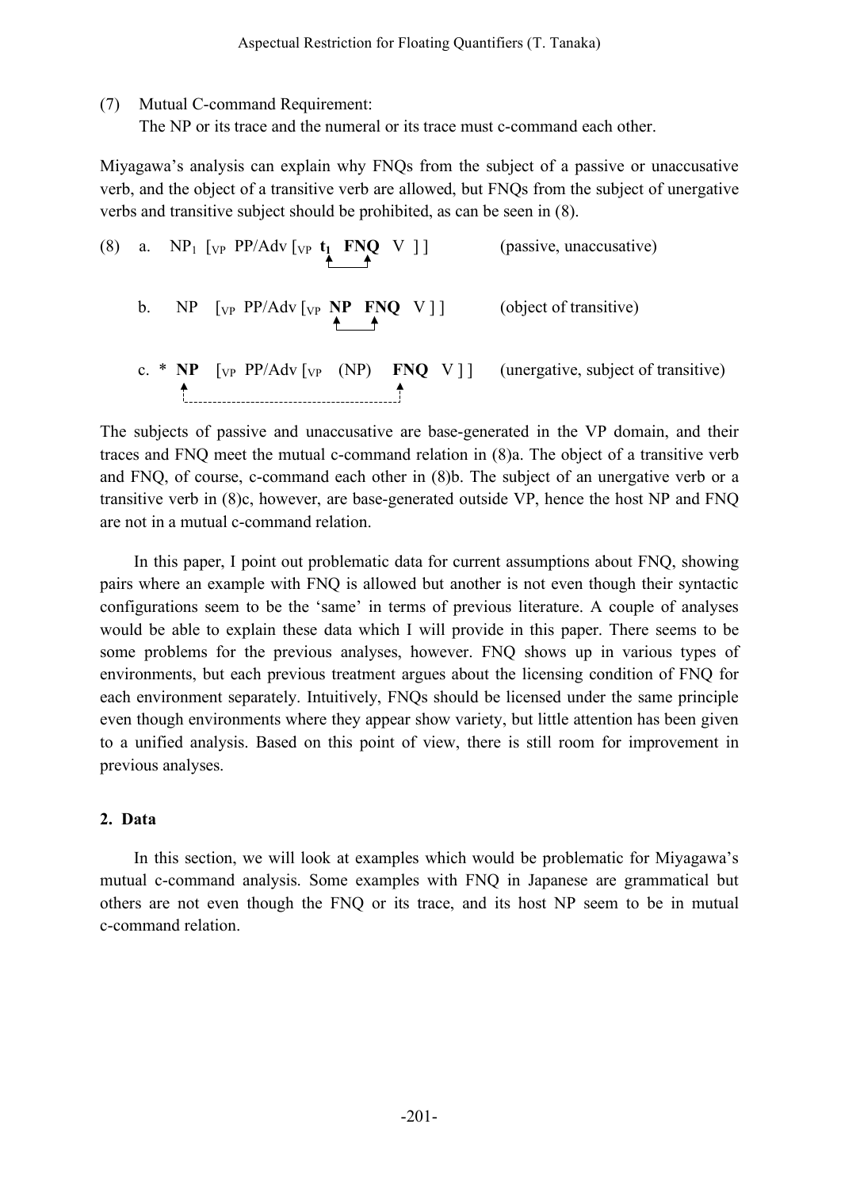(7) Mutual C-command Requirement:
The NP or its trace and the numeral or its trace must c-command each other.

Miyagawa's analysis can explain why FNQs from the subject of a passive or unaccusative verb, and the object of a transitive verb are allowed, but FNQs from the subject of unergative verbs and transitive subject should be prohibited, as can be seen in (8).

(8) a. $NP_1$ [$_{VP}$ PP/Adv [$_{VP}$ **$t_1$** **FNQ** V ] ] (passive, unaccusative)

b. NP [$_{VP}$ PP/Adv [$_{VP}$ **NP** **FNQ** V ] ] (object of transitive)

c. * **NP** [$_{VP}$ PP/Adv [$_{VP}$ (NP) **FNQ** V ] ] (unergative, subject of transitive)

The subjects of passive and unaccusative are base-generated in the VP domain, and their traces and FNQ meet the mutual c-command relation in (8)a. The object of a transitive verb and FNQ, of course, c-command each other in (8)b. The subject of an unergative verb or a transitive verb in (8)c, however, are base-generated outside VP, hence the host NP and FNQ are not in a mutual c-command relation.

In this paper, I point out problematic data for current assumptions about FNQ, showing pairs where an example with FNQ is allowed but another is not even though their syntactic configurations seem to be the 'same' in terms of previous literature. A couple of analyses would be able to explain these data which I will provide in this paper. There seems to be some problems for the previous analyses, however. FNQ shows up in various types of environments, but each previous treatment argues about the licensing condition of FNQ for each environment separately. Intuitively, FNQs should be licensed under the same principle even though environments where they appear show variety, but little attention has been given to a unified analysis. Based on this point of view, there is still room for improvement in previous analyses.

## 2. Data

In this section, we will look at examples which would be problematic for Miyagawa's mutual c-command analysis. Some examples with FNQ in Japanese are grammatical but others are not even though the FNQ or its trace, and its host NP seem to be in mutual c-command relation.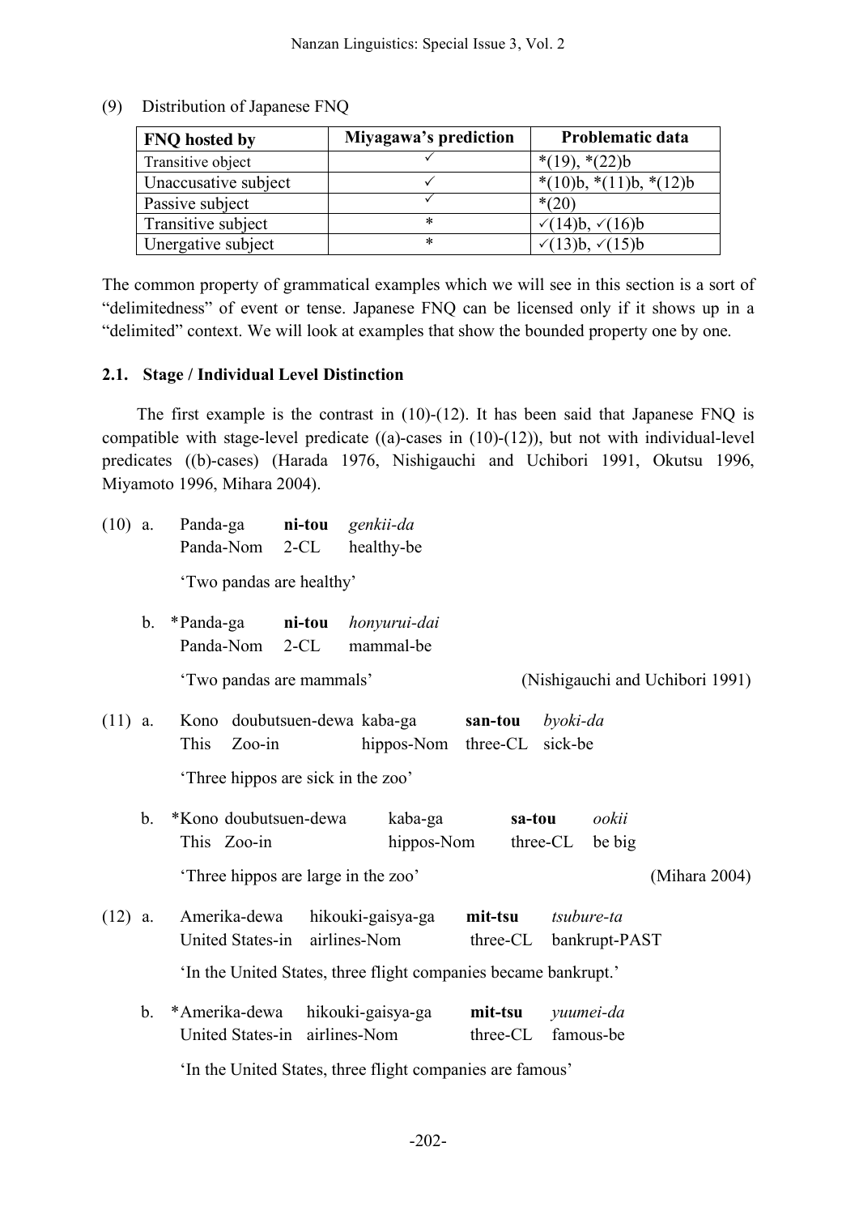(9) Distribution of Japanese FNQ

| FNQ hosted by | Miyagawa's prediction | Problematic data |
|---|---|---|
| Transitive object | ✓ | *(19), *(22)b |
| Unaccusative subject | ✓ | *(10)b, *(11)b, *(12)b |
| Passive subject | ✓ | *(20) |
| Transitive subject | * | ✓(14)b, ✓(16)b |
| Unergative subject | * | ✓(13)b, ✓(15)b |

The common property of grammatical examples which we will see in this section is a sort of "delimitedness" of event or tense. Japanese FNQ can be licensed only if it shows up in a "delimited" context. We will look at examples that show the bounded property one by one.

### 2.1. Stage / Individual Level Distinction

The first example is the contrast in (10)-(12). It has been said that Japanese FNQ is compatible with stage-level predicate ((a)-cases in (10)-(12)), but not with individual-level predicates ((b)-cases) (Harada 1976, Nishigauchi and Uchibori 1991, Okutsu 1996, Miyamoto 1996, Mihara 2004).

(10) a. Panda-ga **ni-tou** *genkii-da*
Panda-Nom 2-CL healthy-be
'Two pandas are healthy'

b. *Panda-ga **ni-tou** *honyurui-dai*
Panda-Nom 2-CL mammal-be
'Two pandas are mammals' (Nishigauchi and Uchibori 1991)

(11) a. Kono doubutsuen-dewa kaba-ga **san-tou** *byoki-da*
This Zoo-in hippos-Nom three-CL sick-be
'Three hippos are sick in the zoo'

b. *Kono doubutsuen-dewa kaba-ga **sa-tou** *ookii*
This Zoo-in hippos-Nom three-CL be big
'Three hippos are large in the zoo' (Mihara 2004)

(12) a. Amerika-dewa hikouki-gaisya-ga **mit-tsu** *tsubure-ta*
United States-in airlines-Nom three-CL bankrupt-PAST
'In the United States, three flight companies became bankrupt.'

b. *Amerika-dewa hikouki-gaisya-ga **mit-tsu** *yuumei-da*
United States-in airlines-Nom three-CL famous-be
'In the United States, three flight companies are famous'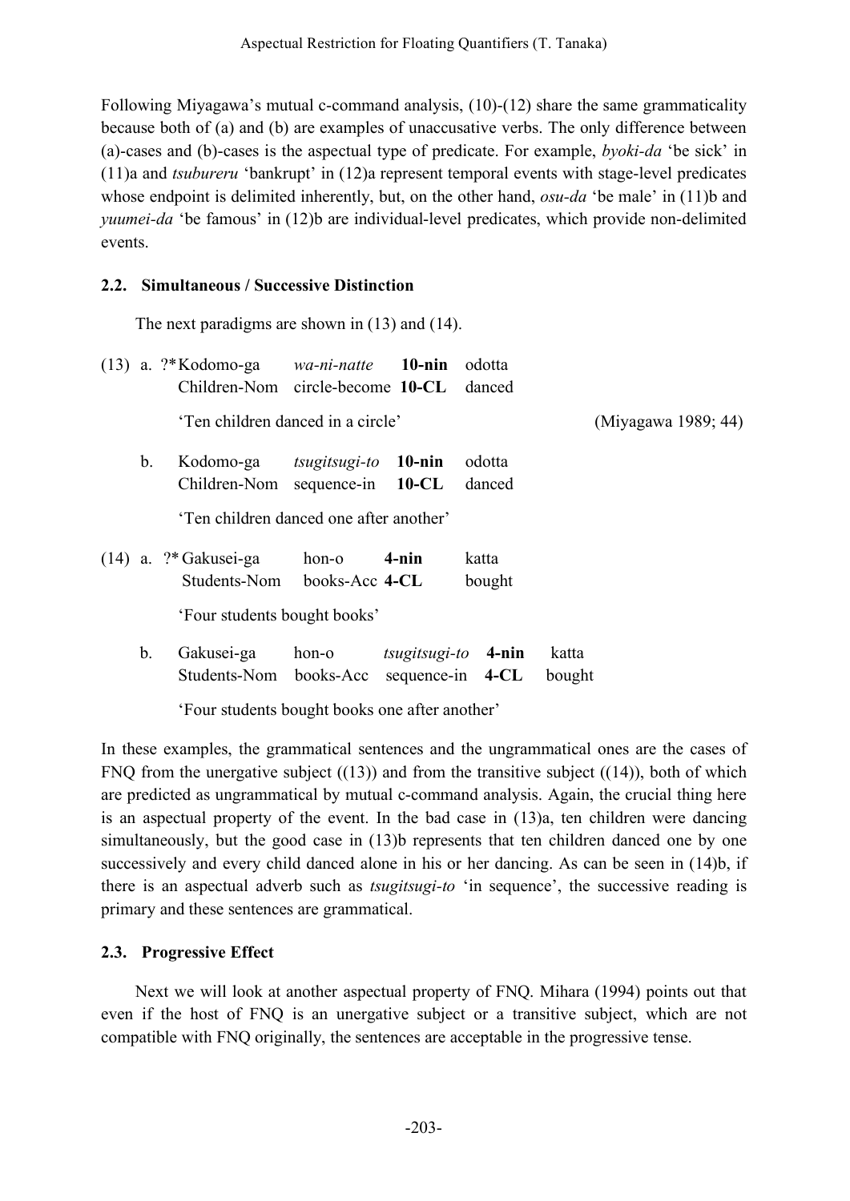Following Miyagawa's mutual c-command analysis, (10)-(12) share the same grammaticality because both of (a) and (b) are examples of unaccusative verbs. The only difference between (a)-cases and (b)-cases is the aspectual type of predicate. For example, *byoki-da* 'be sick' in (11)a and *tsubureru* 'bankrupt' in (12)a represent temporal events with stage-level predicates whose endpoint is delimited inherently, but, on the other hand, *osu-da* 'be male' in (11)b and *yuumei-da* 'be famous' in (12)b are individual-level predicates, which provide non-delimited events.

### 2.2. Simultaneous / Successive Distinction

The next paradigms are shown in (13) and (14).

(13) a. ?\*Kodomo-ga *wa-ni-natte* **10-nin** odotta
Children-Nom circle-become **10-CL** danced

'Ten children danced in a circle' (Miyagawa 1989; 44)

b. Kodomo-ga *tsugitsugi-to* **10-nin** odotta
Children-Nom sequence-in **10-CL** danced

'Ten children danced one after another'

(14) a. ?\*Gakusei-ga hon-o **4-nin** katta
Students-Nom books-Acc **4-CL** bought

'Four students bought books'

b. Gakusei-ga hon-o *tsugitsugi-to* **4-nin** katta
Students-Nom books-Acc sequence-in **4-CL** bought

'Four students bought books one after another'

In these examples, the grammatical sentences and the ungrammatical ones are the cases of FNQ from the unergative subject ((13)) and from the transitive subject ((14)), both of which are predicted as ungrammatical by mutual c-command analysis. Again, the crucial thing here is an aspectual property of the event. In the bad case in (13)a, ten children were dancing simultaneously, but the good case in (13)b represents that ten children danced one by one successively and every child danced alone in his or her dancing. As can be seen in (14)b, if there is an aspectual adverb such as *tsugitsugi-to* 'in sequence', the successive reading is primary and these sentences are grammatical.

### 2.3. Progressive Effect

Next we will look at another aspectual property of FNQ. Mihara (1994) points out that even if the host of FNQ is an unergative subject or a transitive subject, which are not compatible with FNQ originally, the sentences are acceptable in the progressive tense.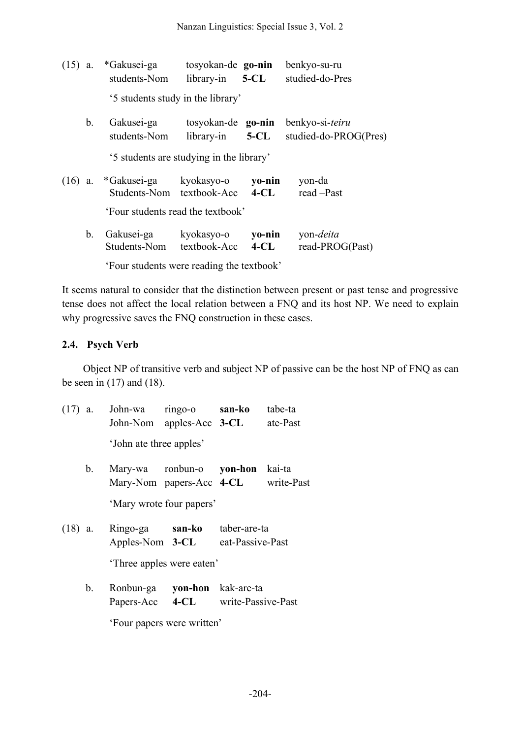(15) a. *Gakusei-ga students-Nom tosyokan-de library-in **go-nin** **5-CL** benkyo-su-ru studied-do-Pres

‘5 students study in the library’

b. Gakusei-ga students-Nom tosyokan-de library-in **go-nin** **5-CL** benkyo-si-*teiru* studied-do-PROG(Pres)

‘5 students are studying in the library’

(16) a. *Gakusei-ga Students-Nom kyokasyo-o textbook-Acc **yo-nin** **4-CL** yon-da read –Past

‘Four students read the textbook’

b. Gakusei-ga Students-Nom kyokasyo-o textbook-Acc **yo-nin** **4-CL** yon-*deita* read-PROG(Past)

‘Four students were reading the textbook’

It seems natural to consider that the distinction between present or past tense and progressive tense does not affect the local relation between a FNQ and its host NP. We need to explain why progressive saves the FNQ construction in these cases.

### 2.4. Psych Verb

Object NP of transitive verb and subject NP of passive can be the host NP of FNQ as can be seen in (17) and (18).

(17) a. John-wa John-Nom ringo-o apples-Acc **san-ko** **3-CL** tabe-ta ate-Past

‘John ate three apples’

b. Mary-wa Mary-Nom ronbun-o papers-Acc **yon-hon** **4-CL** kai-ta write-Past

‘Mary wrote four papers’

(18) a. Ringo-ga Apples-Nom **san-ko** **3-CL** taber-are-ta eat-Passive-Past

‘Three apples were eaten’

b. Ronbun-ga Papers-Acc **yon-hon** **4-CL** kak-are-ta write-Passive-Past

‘Four papers were written’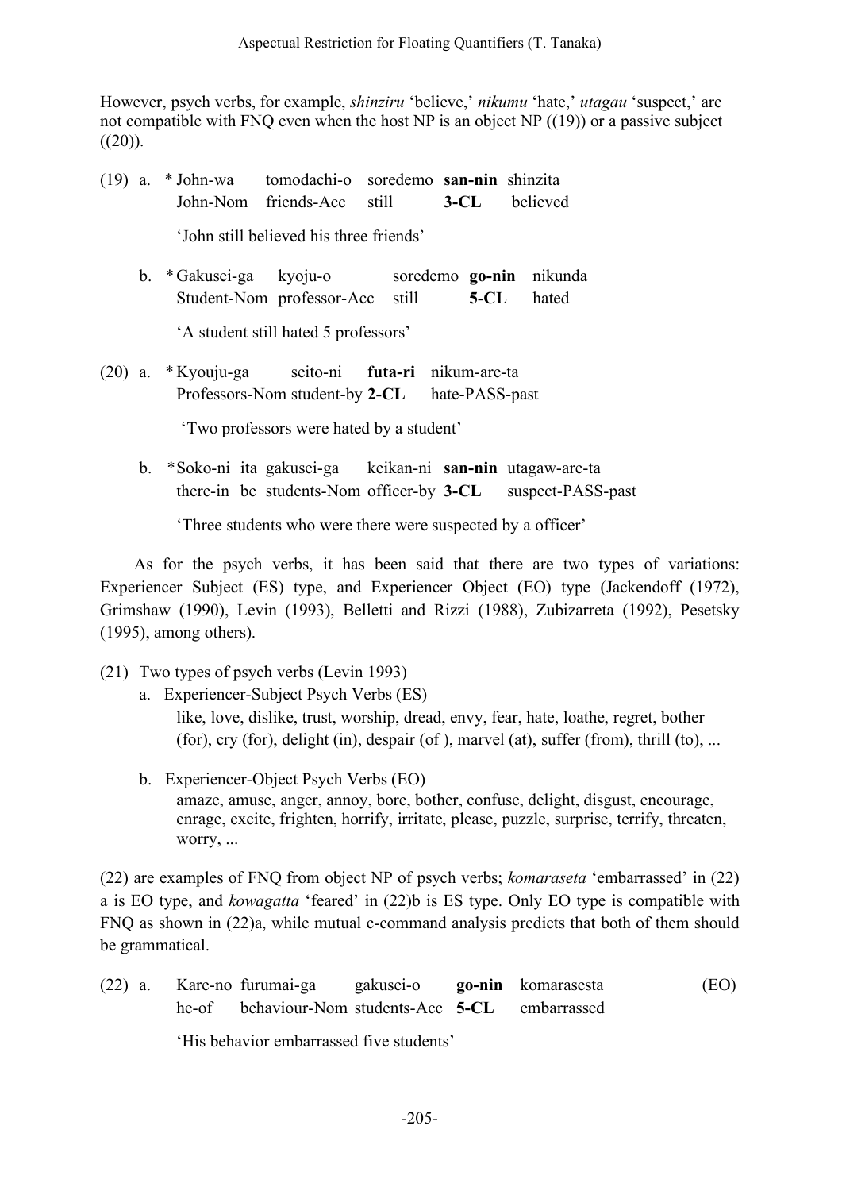However, psych verbs, for example, *shinziru* 'believe,' *nikumu* 'hate,' *utagau* 'suspect,' are not compatible with FNQ even when the host NP is an object NP ((19)) or a passive subject ((20)).

(19) a. * John-wa tomodachi-o soredemo **san-nin** shinzita
John-Nom friends-Acc still **3-CL** believed

'John still believed his three friends'

b. * Gakusei-ga kyoju-o soredemo **go-nin** nikunda
Student-Nom professor-Acc still **5-CL** hated

'A student still hated 5 professors'

(20) a. * Kyouju-ga seito-ni **futa-ri** nikum-are-ta
Professors-Nom student-by **2-CL** hate-PASS-past

'Two professors were hated by a student'

b. * Soko-ni ita gakusei-ga keikan-ni **san-nin** utagaw-are-ta
there-in be students-Nom officer-by **3-CL** suspect-PASS-past

'Three students who were there were suspected by a officer'

As for the psych verbs, it has been said that there are two types of variations: Experiencer Subject (ES) type, and Experiencer Object (EO) type (Jackendoff (1972), Grimshaw (1990), Levin (1993), Belletti and Rizzi (1988), Zubizarreta (1992), Pesetsky (1995), among others).

(21) Two types of psych verbs (Levin 1993)

a. Experiencer-Subject Psych Verbs (ES)
like, love, dislike, trust, worship, dread, envy, fear, hate, loathe, regret, bother (for), cry (for), delight (in), despair (of ), marvel (at), suffer (from), thrill (to), ...

b. Experiencer-Object Psych Verbs (EO)
amaze, amuse, anger, annoy, bore, bother, confuse, delight, disgust, encourage, enrage, excite, frighten, horrify, irritate, please, puzzle, surprise, terrify, threaten, worry, ...

(22) are examples of FNQ from object NP of psych verbs; *komaraseta* 'embarrassed' in (22) a is EO type, and *kowagatta* 'feared' in (22)b is ES type. Only EO type is compatible with FNQ as shown in (22)a, while mutual c-command analysis predicts that both of them should be grammatical.

(22) a. Kare-no furumai-ga gakusei-o **go-nin** komarasesta (EO)
he-of behaviour-Nom students-Acc **5-CL** embarrassed

'His behavior embarrassed five students'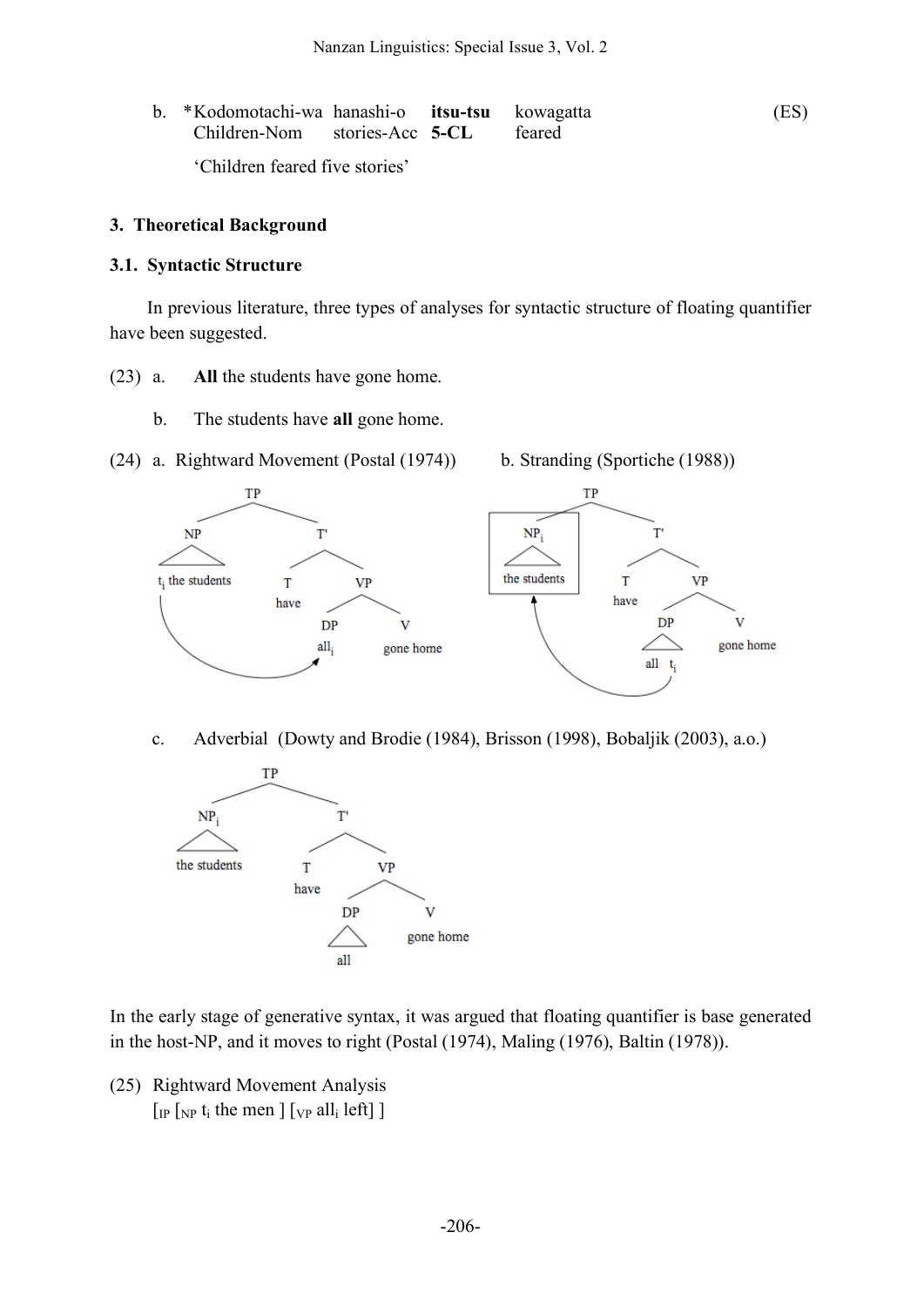b. *Kodomotachi-wa hanashi-o **itsu-tsu** kowagatta (ES)
Children-Nom stories-Acc **5-CL** feared
'Children feared five stories'

## 3. Theoretical Background

### 3.1. Syntactic Structure

In previous literature, three types of analyses for syntactic structure of floating quantifier have been suggested.

(23) a. **All** the students have gone home.

b. The students have **all** gone home.

(24) a. Rightward Movement (Postal (1974))

```
            TP
         /      \
       NP         T'
       /\        /   \
 t_i the students  T     VP
                 have   /   \
                      DP      V
                     all_i  gone home
```

b. Stranding (Sportiche (1988))

```
            TP
         /      \
      NP_i        T'
       /\        /   \
  the students  T     VP
               have  /   \
                   DP      V
                   /\    gone home
                all t_i
```

c. Adverbial (Dowty and Brodie (1984), Brisson (1998), Bobaljik (2003), a.o.)

```
            TP
         /      \
      NP_i        T'
       /\        /   \
  the students  T     VP
               have  /   \
                   DP      V
                   /\    gone home
                  all
```

In the early stage of generative syntax, it was argued that floating quantifier is base generated in the host-NP, and it moves to right (Postal (1974), Maling (1976), Baltin (1978)).

(25) Rightward Movement Analysis
$[_{IP}$ $[_{NP}$ $t_i$ the men $]$ $[_{VP}$ $all_i$ left$]$ $]$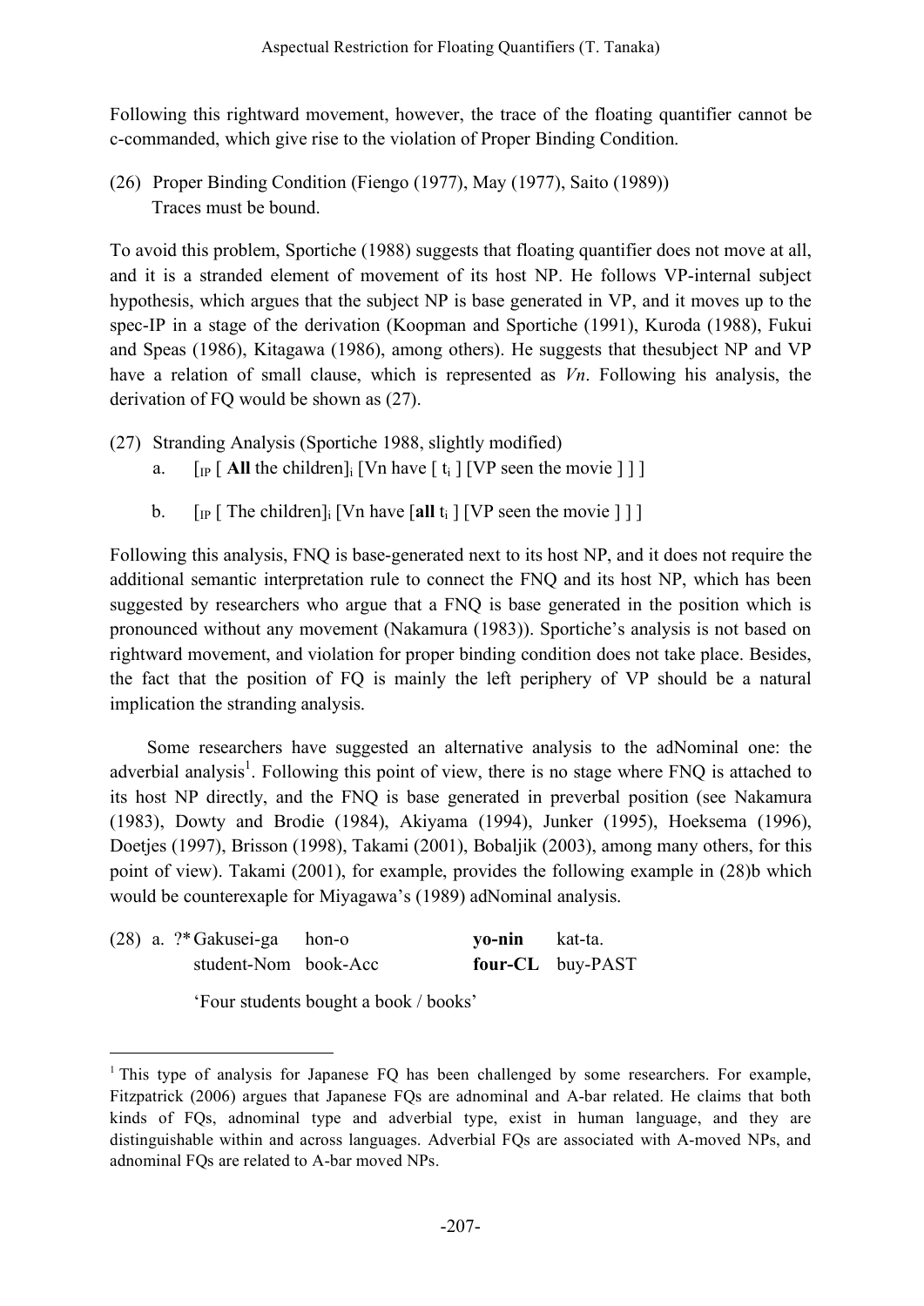Following this rightward movement, however, the trace of the floating quantifier cannot be c-commanded, which give rise to the violation of Proper Binding Condition.

(26) Proper Binding Condition (Fiengo (1977), May (1977), Saito (1989))
Traces must be bound.

To avoid this problem, Sportiche (1988) suggests that floating quantifier does not move at all, and it is a stranded element of movement of its host NP. He follows VP-internal subject hypothesis, which argues that the subject NP is base generated in VP, and it moves up to the spec-IP in a stage of the derivation (Koopman and Sportiche (1991), Kuroda (1988), Fukui and Speas (1986), Kitagawa (1986), among others). He suggests that thesubject NP and VP have a relation of small clause, which is represented as *Vn*. Following his analysis, the derivation of FQ would be shown as (27).

(27) Stranding Analysis (Sportiche 1988, slightly modified)

a. [$_{IP}$ [ **All** the children]$_i$ [Vn have [ t$_i$ ] [VP seen the movie ] ] ]

b. [$_{IP}$ [ The children]$_i$ [Vn have [**all** t$_i$ ] [VP seen the movie ] ] ]

Following this analysis, FNQ is base-generated next to its host NP, and it does not require the additional semantic interpretation rule to connect the FNQ and its host NP, which has been suggested by researchers who argue that a FNQ is base generated in the position which is pronounced without any movement (Nakamura (1983)). Sportiche's analysis is not based on rightward movement, and violation for proper binding condition does not take place. Besides, the fact that the position of FQ is mainly the left periphery of VP should be a natural implication the stranding analysis.

Some researchers have suggested an alternative analysis to the adNominal one: the adverbial analysis[1]. Following this point of view, there is no stage where FNQ is attached to its host NP directly, and the FNQ is base generated in preverbal position (see Nakamura (1983), Dowty and Brodie (1984), Akiyama (1994), Junker (1995), Hoeksema (1996), Doetjes (1997), Brisson (1998), Takami (2001), Bobaljik (2003), among many others, for this point of view). Takami (2001), for example, provides the following example in (28)b which would be counterexaple for Miyagawa's (1989) adNominal analysis.

(28) a. ?\*Gakusei-ga hon-o **yo-nin** kat-ta.
student-Nom book-Acc **four-CL** buy-PAST
'Four students bought a book / books'

---

[1] This type of analysis for Japanese FQ has been challenged by some researchers. For example, Fitzpatrick (2006) argues that Japanese FQs are adnominal and A-bar related. He claims that both kinds of FQs, adnominal type and adverbial type, exist in human language, and they are distinguishable within and across languages. Adverbial FQs are associated with A-moved NPs, and adnominal FQs are related to A-bar moved NPs.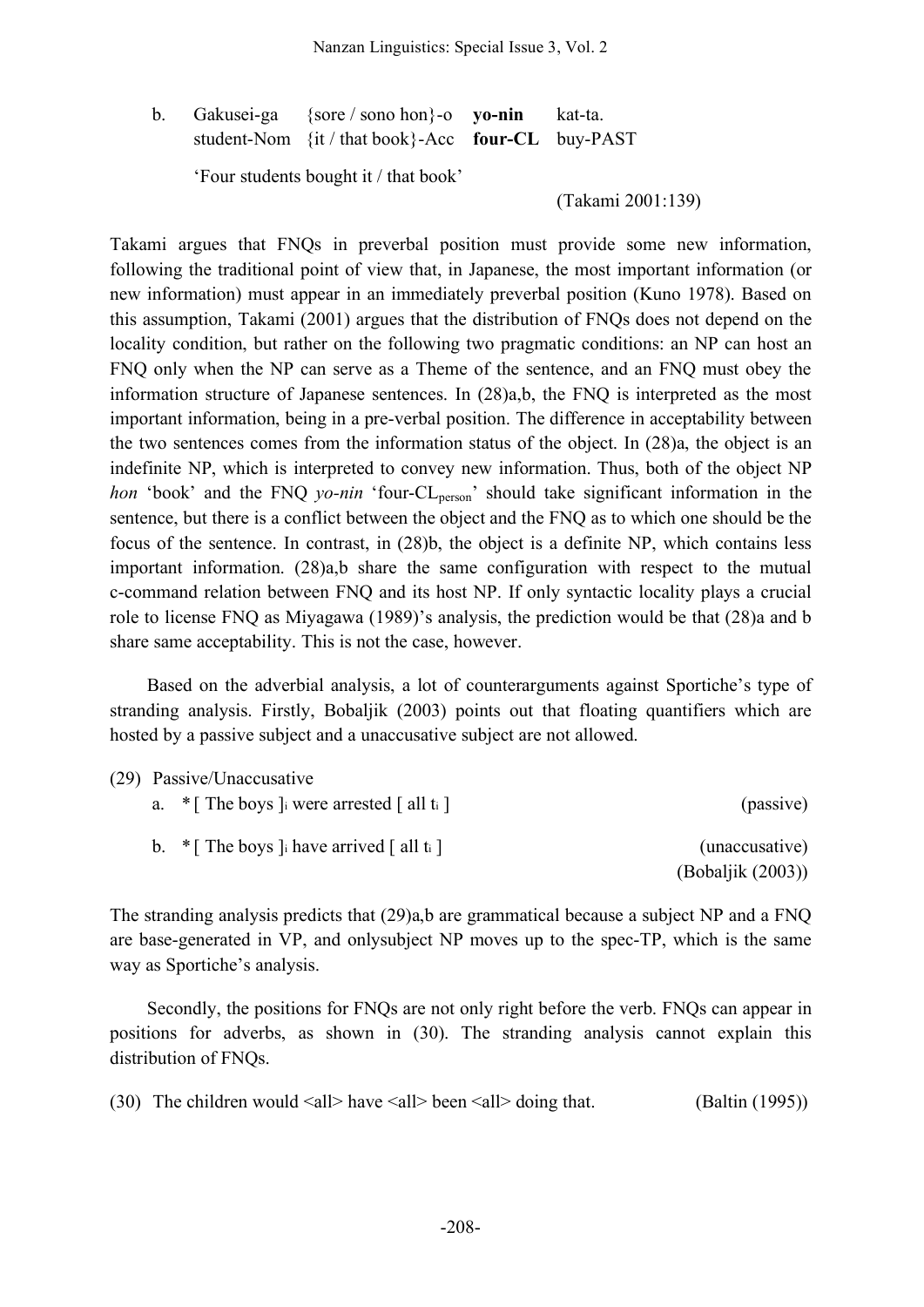b. Gakusei-ga {sore / sono hon}-o **yo-nin** kat-ta.
   student-Nom {it / that book}-Acc **four-CL** buy-PAST

   'Four students bought it / that book'

   (Takami 2001:139)

Takami argues that FNQs in preverbal position must provide some new information, following the traditional point of view that, in Japanese, the most important information (or new information) must appear in an immediately preverbal position (Kuno 1978). Based on this assumption, Takami (2001) argues that the distribution of FNQs does not depend on the locality condition, but rather on the following two pragmatic conditions: an NP can host an FNQ only when the NP can serve as a Theme of the sentence, and an FNQ must obey the information structure of Japanese sentences. In (28)a,b, the FNQ is interpreted as the most important information, being in a pre-verbal position. The difference in acceptability between the two sentences comes from the information status of the object. In (28)a, the object is an indefinite NP, which is interpreted to convey new information. Thus, both of the object NP *hon* 'book' and the FNQ *yo-nin* 'four-$CL_{person}$' should take significant information in the sentence, but there is a conflict between the object and the FNQ as to which one should be the focus of the sentence. In contrast, in (28)b, the object is a definite NP, which contains less important information. (28)a,b share the same configuration with respect to the mutual c-command relation between FNQ and its host NP. If only syntactic locality plays a crucial role to license FNQ as Miyagawa (1989)'s analysis, the prediction would be that (28)a and b share same acceptability. This is not the case, however.

Based on the adverbial analysis, a lot of counterarguments against Sportiche's type of stranding analysis. Firstly, Bobaljik (2003) points out that floating quantifiers which are hosted by a passive subject and a unaccusative subject are not allowed.

(29) Passive/Unaccusative

a. * [ The boys ]$_i$ were arrested [ all t$_i$ ] (passive)

b. * [ The boys ]$_i$ have arrived [ all t$_i$ ] (unaccusative)

(Bobaljik (2003))

The stranding analysis predicts that (29)a,b are grammatical because a subject NP and a FNQ are base-generated in VP, and onlysubject NP moves up to the spec-TP, which is the same way as Sportiche's analysis.

Secondly, the positions for FNQs are not only right before the verb. FNQs can appear in positions for adverbs, as shown in (30). The stranding analysis cannot explain this distribution of FNQs.

(30) The children would <all> have <all> been <all> doing that. (Baltin (1995))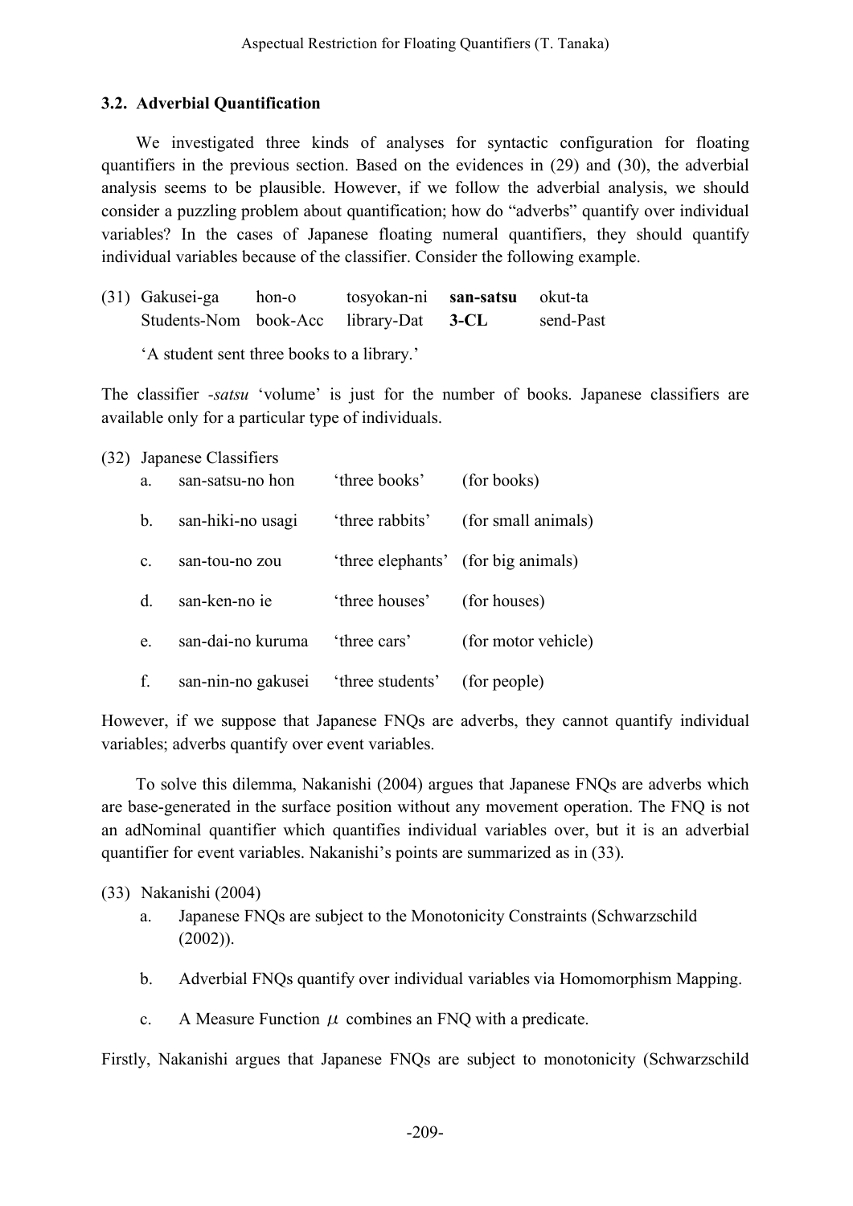### 3.2. Adverbial Quantification

We investigated three kinds of analyses for syntactic configuration for floating quantifiers in the previous section. Based on the evidences in (29) and (30), the adverbial analysis seems to be plausible. However, if we follow the adverbial analysis, we should consider a puzzling problem about quantification; how do "adverbs" quantify over individual variables? In the cases of Japanese floating numeral quantifiers, they should quantify individual variables because of the classifier. Consider the following example.

(31) Gakusei-ga hon-o tosyokan-ni **san-satsu** okut-ta
Students-Nom book-Acc library-Dat **3-CL** send-Past

'A student sent three books to a library.'

The classifier *-satsu* 'volume' is just for the number of books. Japanese classifiers are available only for a particular type of individuals.

(32) Japanese Classifiers

| | | | |
|---|---|---|---|
| a. | san-satsu-no hon | 'three books' | (for books) |
| b. | san-hiki-no usagi | 'three rabbits' | (for small animals) |
| c. | san-tou-no zou | 'three elephants' | (for big animals) |
| d. | san-ken-no ie | 'three houses' | (for houses) |
| e. | san-dai-no kuruma | 'three cars' | (for motor vehicle) |
| f. | san-nin-no gakusei | 'three students' | (for people) |

However, if we suppose that Japanese FNQs are adverbs, they cannot quantify individual variables; adverbs quantify over event variables.

To solve this dilemma, Nakanishi (2004) argues that Japanese FNQs are adverbs which are base-generated in the surface position without any movement operation. The FNQ is not an adNominal quantifier which quantifies individual variables over, but it is an adverbial quantifier for event variables. Nakanishi's points are summarized as in (33).

(33) Nakanishi (2004)

a. Japanese FNQs are subject to the Monotonicity Constraints (Schwarzschild (2002)).

b. Adverbial FNQs quantify over individual variables via Homomorphism Mapping.

c. A Measure Function $\mu$ combines an FNQ with a predicate.

Firstly, Nakanishi argues that Japanese FNQs are subject to monotonicity (Schwarzschild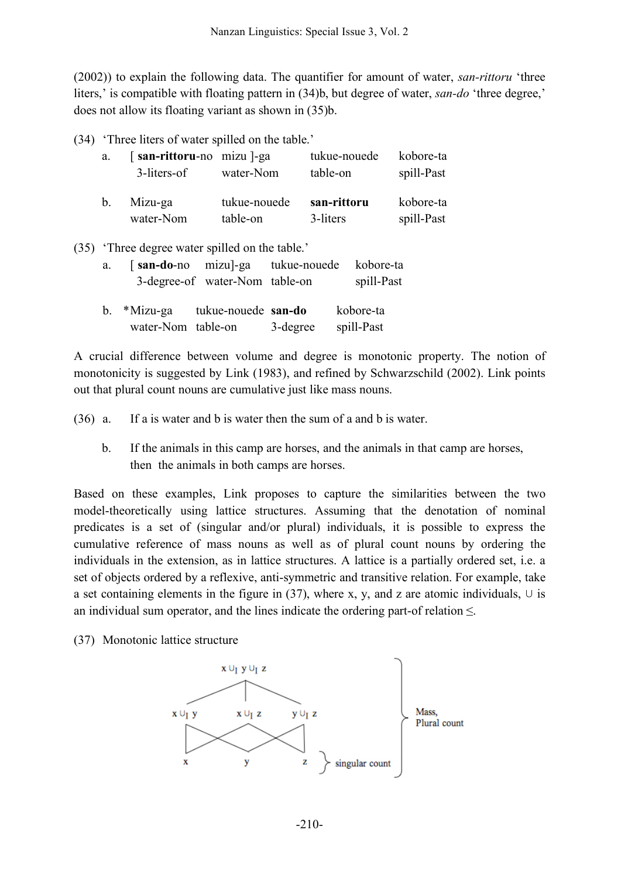(2002)) to explain the following data. The quantifier for amount of water, *san-rittoru* 'three liters,' is compatible with floating pattern in (34)b, but degree of water, *san-do* 'three degree,' does not allow its floating variant as shown in (35)b.

(34) 'Three liters of water spilled on the table.'

a. [ **san-rittoru**-no mizu ]-ga tukue-nouede kobore-ta
3-liters-of water-Nom table-on spill-Past

b. Mizu-ga tukue-nouede **san-rittoru** kobore-ta
water-Nom table-on 3-liters spill-Past

(35) 'Three degree water spilled on the table.'

a. [ **san-do**-no mizu]-ga tukue-nouede kobore-ta
3-degree-of water-Nom table-on spill-Past

b. *Mizu-ga tukue-nouede **san-do** kobore-ta
water-Nom table-on 3-degree spill-Past

A crucial difference between volume and degree is monotonic property. The notion of monotonicity is suggested by Link (1983), and refined by Schwarzschild (2002). Link points out that plural count nouns are cumulative just like mass nouns.

(36) a. If a is water and b is water then the sum of a and b is water.

b. If the animals in this camp are horses, and the animals in that camp are horses, then the animals in both camps are horses.

Based on these examples, Link proposes to capture the similarities between the two model-theoretically using lattice structures. Assuming that the denotation of nominal predicates is a set of (singular and/or plural) individuals, it is possible to express the cumulative reference of mass nouns as well as of plural count nouns by ordering the individuals in the extension, as in lattice structures. A lattice is a partially ordered set, i.e. a set of objects ordered by a reflexive, anti-symmetric and transitive relation. For example, take a set containing elements in the figure in (37), where x, y, and z are atomic individuals, $\cup$ is an individual sum operator, and the lines indicate the ordering part-of relation $\leq$.

(37) Monotonic lattice structure

$x \cup_I y \cup_I z$

$x \cup_I y$ &nbsp;&nbsp; $x \cup_I z$ &nbsp;&nbsp; $y \cup_I z$ &nbsp;&nbsp; } Mass, Plural count

$x$ &nbsp;&nbsp; $y$ &nbsp;&nbsp; $z$ &nbsp;&nbsp; } singular count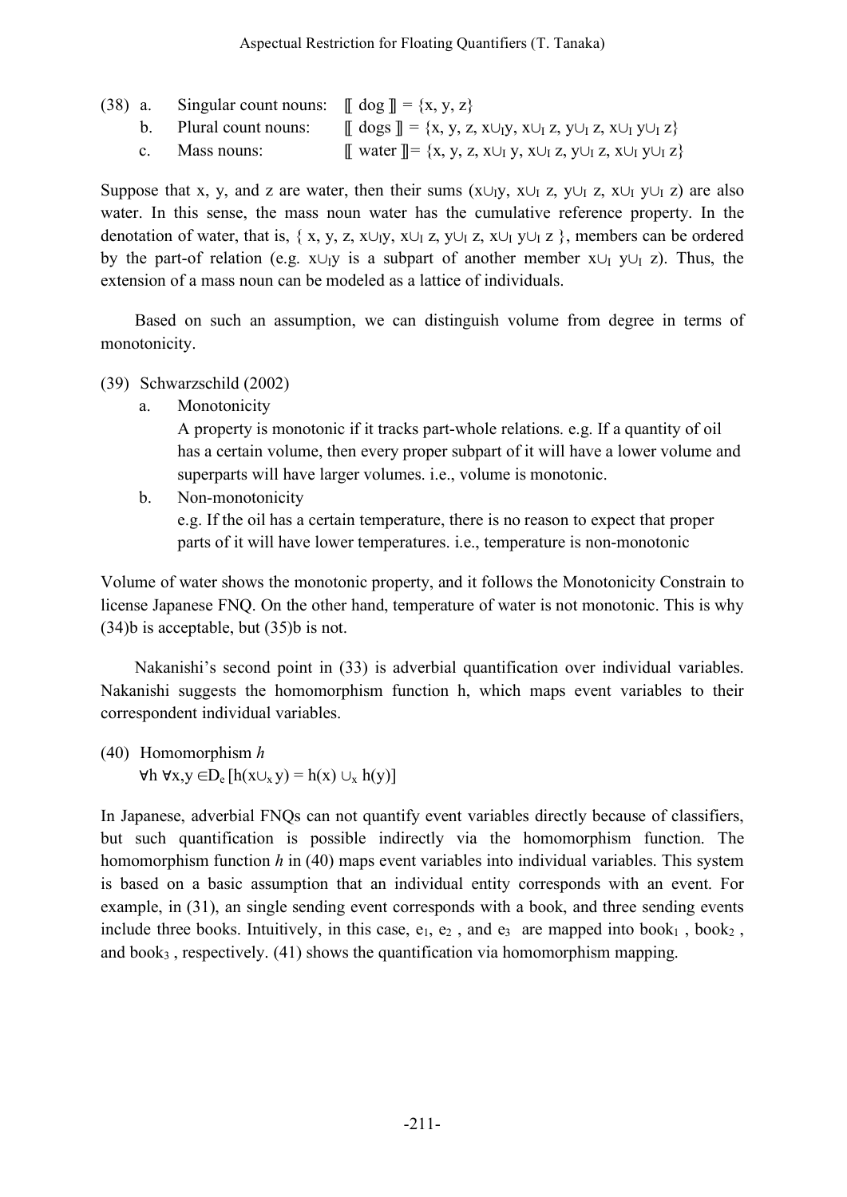(38) a. Singular count nouns: ⟦ dog ⟧ = {x, y, z}

b. Plural count nouns: ⟦ dogs ⟧ = {x, y, z, $x \cup_I y$, $x \cup_I z$, $y \cup_I z$, $x \cup_I y \cup_I z$}

c. Mass nouns: ⟦ water ⟧= {x, y, z, $x \cup_I y$, $x \cup_I z$, $y \cup_I z$, $x \cup_I y \cup_I z$}

Suppose that x, y, and z are water, then their sums ($x \cup_I y$, $x \cup_I z$, $y \cup_I z$, $x \cup_I y \cup_I z$) are also water. In this sense, the mass noun water has the cumulative reference property. In the denotation of water, that is, { x, y, z, $x \cup_I y$, $x \cup_I z$, $y \cup_I z$, $x \cup_I y \cup_I z$ }, members can be ordered by the part-of relation (e.g. $x \cup_I y$ is a subpart of another member $x \cup_I y \cup_I z$). Thus, the extension of a mass noun can be modeled as a lattice of individuals.

Based on such an assumption, we can distinguish volume from degree in terms of monotonicity.

(39) Schwarzschild (2002)

a. Monotonicity
A property is monotonic if it tracks part-whole relations. e.g. If a quantity of oil has a certain volume, then every proper subpart of it will have a lower volume and superparts will have larger volumes. i.e., volume is monotonic.

b. Non-monotonicity
e.g. If the oil has a certain temperature, there is no reason to expect that proper parts of it will have lower temperatures. i.e., temperature is non-monotonic

Volume of water shows the monotonic property, and it follows the Monotonicity Constrain to license Japanese FNQ. On the other hand, temperature of water is not monotonic. This is why (34)b is acceptable, but (35)b is not.

Nakanishi's second point in (33) is adverbial quantification over individual variables. Nakanishi suggests the homomorphism function h, which maps event variables to their correspondent individual variables.

(40) Homomorphism *h*

$\forall h\ \forall x,y \in D_e\ [h(x \cup_x y) = h(x) \cup_x h(y)]$

In Japanese, adverbial FNQs can not quantify event variables directly because of classifiers, but such quantification is possible indirectly via the homomorphism function. The homomorphism function *h* in (40) maps event variables into individual variables. This system is based on a basic assumption that an individual entity corresponds with an event. For example, in (31), an single sending event corresponds with a book, and three sending events include three books. Intuitively, in this case, $e_1$, $e_2$ , and $e_3$ are mapped into $book_1$ , $book_2$ , and $book_3$ , respectively. (41) shows the quantification via homomorphism mapping.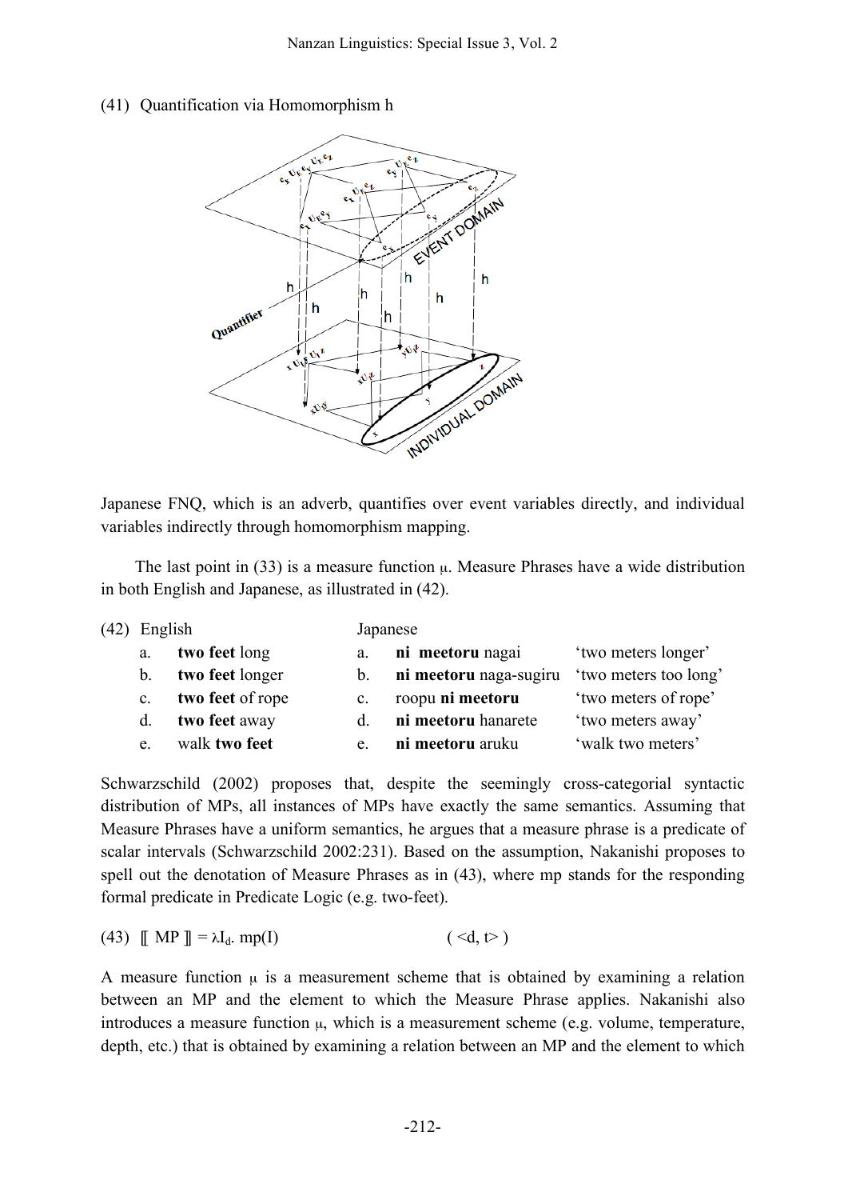(41) Quantification via Homomorphism h

Japanese FNQ, which is an adverb, quantifies over event variables directly, and individual variables indirectly through homomorphism mapping.

The last point in (33) is a measure function μ. Measure Phrases have a wide distribution in both English and Japanese, as illustrated in (42).

(42)

| | English | | Japanese | |
|---|---|---|---|---|
| a. | **two feet** long | a. | **ni meetoru** nagai | 'two meters longer' |
| b. | **two feet** longer | b. | **ni meetoru** naga-sugiru | 'two meters too long' |
| c. | **two feet** of rope | c. | roopu **ni meetoru** | 'two meters of rope' |
| d. | **two feet** away | d. | **ni meetoru** hanarete | 'two meters away' |
| e. | walk **two feet** | e. | **ni meetoru** aruku | 'walk two meters' |

Schwarzschild (2002) proposes that, despite the seemingly cross-categorial syntactic distribution of MPs, all instances of MPs have exactly the same semantics. Assuming that Measure Phrases have a uniform semantics, he argues that a measure phrase is a predicate of scalar intervals (Schwarzschild 2002:231). Based on the assumption, Nakanishi proposes to spell out the denotation of Measure Phrases as in (43), where mp stands for the responding formal predicate in Predicate Logic (e.g. two-feet).

(43) $[\![ \text{MP} ]\!] = \lambda I_d.\ \text{mp}(I)$ $\quad\quad\quad\quad\quad$ ( <d, t> )

A measure function μ is a measurement scheme that is obtained by examining a relation between an MP and the element to which the Measure Phrase applies. Nakanishi also introduces a measure function μ, which is a measurement scheme (e.g. volume, temperature, depth, etc.) that is obtained by examining a relation between an MP and the element to which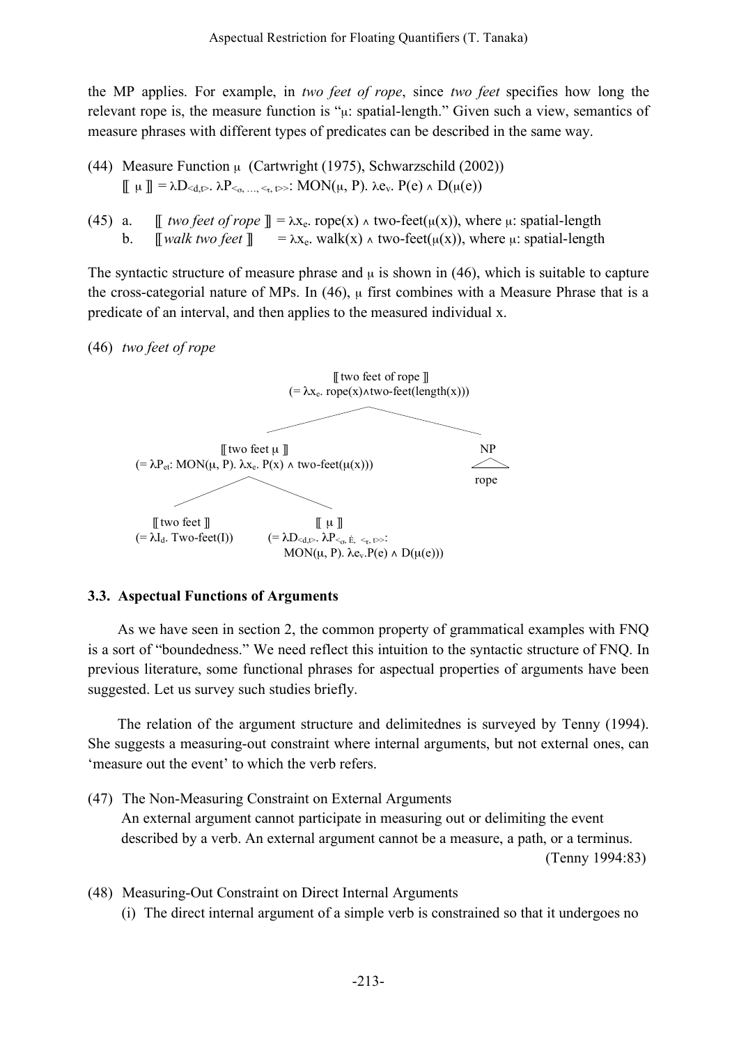the MP applies. For example, in *two feet of rope*, since *two feet* specifies how long the relevant rope is, the measure function is "μ: spatial-length." Given such a view, semantics of measure phrases with different types of predicates can be described in the same way.

(44) Measure Function μ (Cartwright (1975), Schwarzschild (2002))
$[\![ \mu ]\!] = \lambda D_{<d,t>}. \lambda P_{<\sigma, ..., <\tau, t>>}: \text{MON}(\mu, P). \lambda e_v. P(e) \wedge D(\mu(e))$

(45) a. $[\![$ *two feet of rope* $]\!] = \lambda x_e. \text{rope}(x) \wedge \text{two-feet}(\mu(x))$, where μ: spatial-length
b. $[\![$ *walk two feet* $]\!] = \lambda x_e. \text{walk}(x) \wedge \text{two-feet}(\mu(x))$, where μ: spatial-length

The syntactic structure of measure phrase and μ is shown in (46), which is suitable to capture the cross-categorial nature of MPs. In (46), μ first combines with a Measure Phrase that is a predicate of an interval, and then applies to the measured individual x.

(46) *two feet of rope*

```
                    [[two feet of rope]]
          (= λx_e. rope(x)∧two-feet(length(x)))
                 /                          \
        [[two feet μ]]                       NP
(= λP_et: MON(μ, P). λx_e. P(x) ∧ two-feet(μ(x)))   rope
        /                    \
[[two feet]]              [[ μ ]]
(= λI_d. Two-feet(I))     (= λD_<d,t>. λP_<σ, É, <τ, t>>:
                              MON(μ, P). λe_v.P(e) ∧ D(μ(e)))
```

### 3.3. Aspectual Functions of Arguments

As we have seen in section 2, the common property of grammatical examples with FNQ is a sort of "boundedness." We need reflect this intuition to the syntactic structure of FNQ. In previous literature, some functional phrases for aspectual properties of arguments have been suggested. Let us survey such studies briefly.

The relation of the argument structure and delimitednes is surveyed by Tenny (1994). She suggests a measuring-out constraint where internal arguments, but not external ones, can 'measure out the event' to which the verb refers.

(47) The Non-Measuring Constraint on External Arguments
An external argument cannot participate in measuring out or delimiting the event described by a verb. An external argument cannot be a measure, a path, or a terminus.
(Tenny 1994:83)

(48) Measuring-Out Constraint on Direct Internal Arguments
(i) The direct internal argument of a simple verb is constrained so that it undergoes no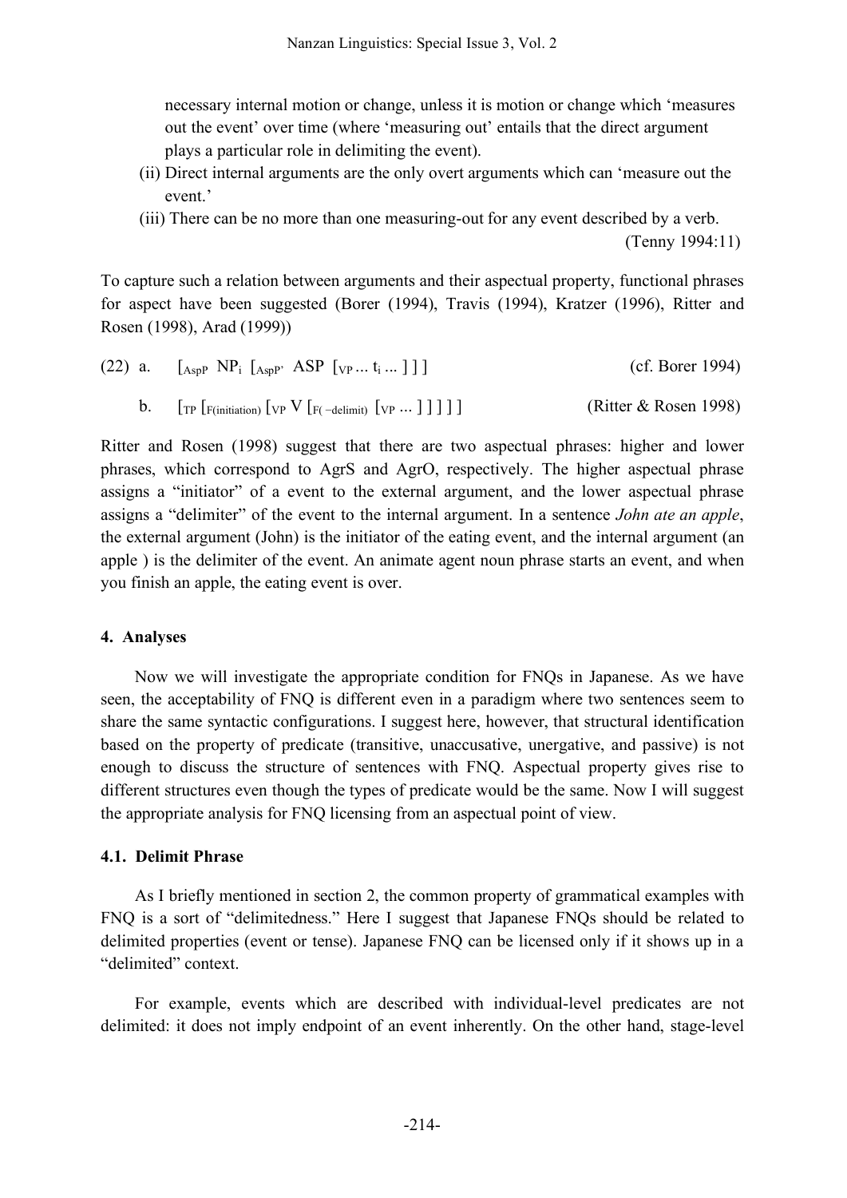necessary internal motion or change, unless it is motion or change which 'measures out the event' over time (where 'measuring out' entails that the direct argument plays a particular role in delimiting the event).

(ii) Direct internal arguments are the only overt arguments which can 'measure out the event.'

(iii) There can be no more than one measuring-out for any event described by a verb. (Tenny 1994:11)

To capture such a relation between arguments and their aspectual property, functional phrases for aspect have been suggested (Borer (1994), Travis (1994), Kratzer (1996), Ritter and Rosen (1998), Arad (1999))

(22) a. $[_{AspP}$ NP$_i$ $[_{AspP'}$ ASP $[_{VP}$ ... t$_i$ ... ] ] ] (cf. Borer 1994)

b. $[_{TP}$ $[_{F(initiation)}$ $[_{VP}$ V $[_{F(-delimit)}$ $[_{VP}$ ... ] ] ] ] ] (Ritter & Rosen 1998)

Ritter and Rosen (1998) suggest that there are two aspectual phrases: higher and lower phrases, which correspond to AgrS and AgrO, respectively. The higher aspectual phrase assigns a "initiator" of a event to the external argument, and the lower aspectual phrase assigns a "delimiter" of the event to the internal argument. In a sentence *John ate an apple*, the external argument (John) is the initiator of the eating event, and the internal argument (an apple ) is the delimiter of the event. An animate agent noun phrase starts an event, and when you finish an apple, the eating event is over.

## 4. Analyses

Now we will investigate the appropriate condition for FNQs in Japanese. As we have seen, the acceptability of FNQ is different even in a paradigm where two sentences seem to share the same syntactic configurations. I suggest here, however, that structural identification based on the property of predicate (transitive, unaccusative, unergative, and passive) is not enough to discuss the structure of sentences with FNQ. Aspectual property gives rise to different structures even though the types of predicate would be the same. Now I will suggest the appropriate analysis for FNQ licensing from an aspectual point of view.

### 4.1. Delimit Phrase

As I briefly mentioned in section 2, the common property of grammatical examples with FNQ is a sort of "delimitedness." Here I suggest that Japanese FNQs should be related to delimited properties (event or tense). Japanese FNQ can be licensed only if it shows up in a "delimited" context.

For example, events which are described with individual-level predicates are not delimited: it does not imply endpoint of an event inherently. On the other hand, stage-level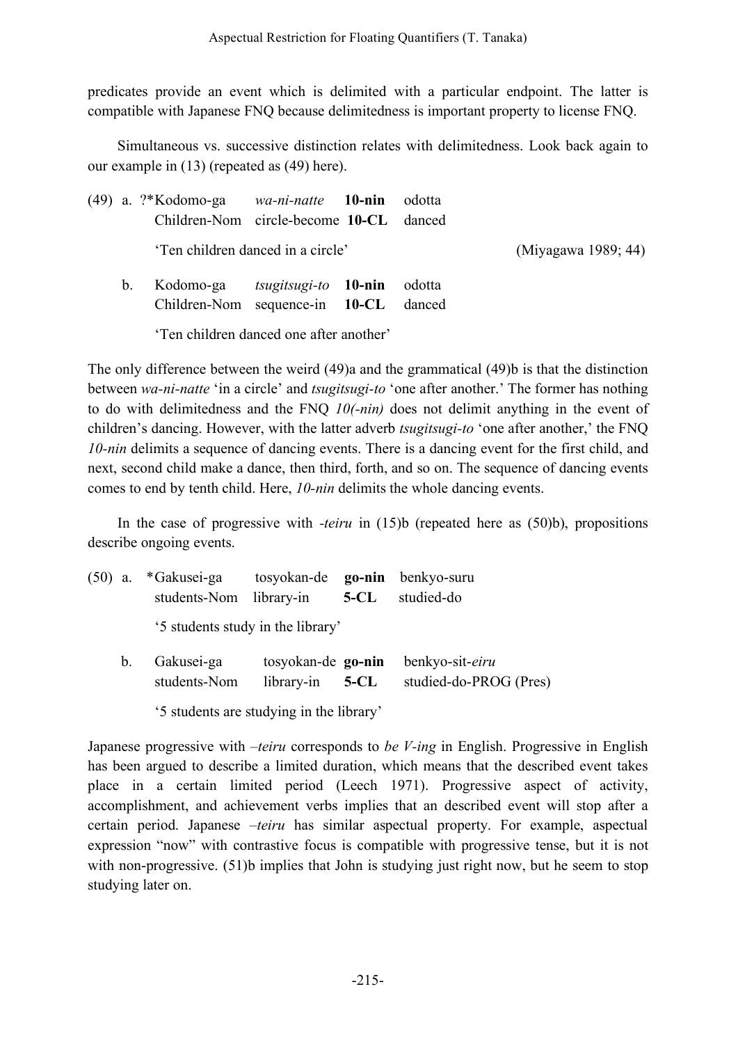predicates provide an event which is delimited with a particular endpoint. The latter is compatible with Japanese FNQ because delimitedness is important property to license FNQ.

Simultaneous vs. successive distinction relates with delimitedness. Look back again to our example in (13) (repeated as (49) here).

(49) a. ?*Kodomo-ga *wa-ni-natte* **10-nin** odotta
Children-Nom circle-become **10-CL** danced

'Ten children danced in a circle' (Miyagawa 1989; 44)

b. Kodomo-ga *tsugitsugi-to* **10-nin** odotta
Children-Nom sequence-in **10-CL** danced

'Ten children danced one after another'

The only difference between the weird (49)a and the grammatical (49)b is that the distinction between *wa-ni-natte* 'in a circle' and *tsugitsugi-to* 'one after another.' The former has nothing to do with delimitedness and the FNQ *10(-nin)* does not delimit anything in the event of children's dancing. However, with the latter adverb *tsugitsugi-to* 'one after another,' the FNQ *10-nin* delimits a sequence of dancing events. There is a dancing event for the first child, and next, second child make a dance, then third, forth, and so on. The sequence of dancing events comes to end by tenth child. Here, *10-nin* delimits the whole dancing events.

In the case of progressive with *-teiru* in (15)b (repeated here as (50)b), propositions describe ongoing events.

(50) a. *Gakusei-ga tosyokan-de **go-nin** benkyo-suru
students-Nom library-in **5-CL** studied-do

'5 students study in the library'

b. Gakusei-ga tosyokan-de **go-nin** benkyo-sit-*eiru*
students-Nom library-in **5-CL** studied-do-PROG (Pres)

'5 students are studying in the library'

Japanese progressive with *–teiru* corresponds to *be V-ing* in English. Progressive in English has been argued to describe a limited duration, which means that the described event takes place in a certain limited period (Leech 1971). Progressive aspect of activity, accomplishment, and achievement verbs implies that an described event will stop after a certain period. Japanese *–teiru* has similar aspectual property. For example, aspectual expression "now" with contrastive focus is compatible with progressive tense, but it is not with non-progressive. (51)b implies that John is studying just right now, but he seem to stop studying later on.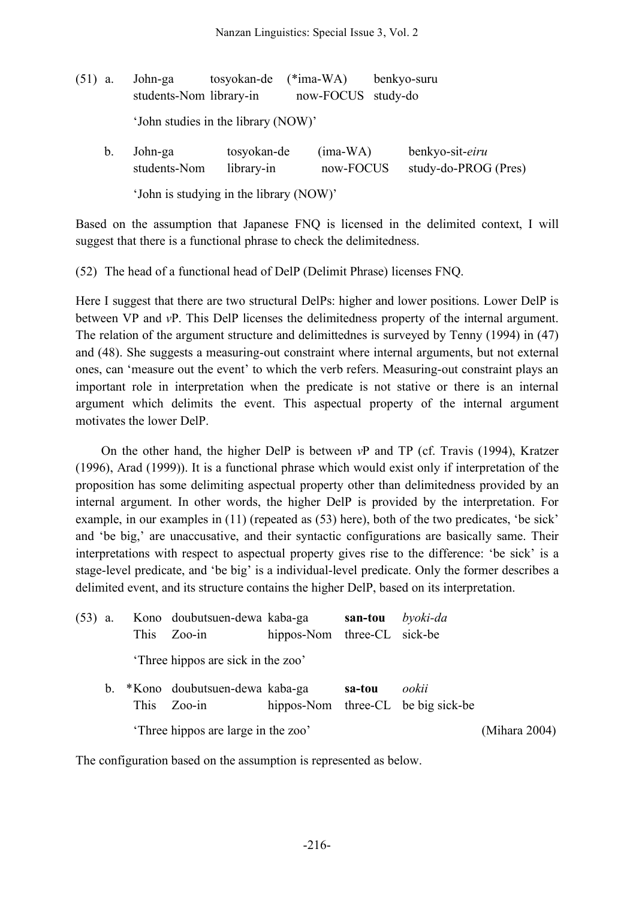(51) a. John-ga tosyokan-de (*ima-WA) benkyo-suru
students-Nom library-in now-FOCUS study-do

'John studies in the library (NOW)'

b. John-ga tosyokan-de (ima-WA) benkyo-sit-*eiru*
students-Nom library-in now-FOCUS study-do-PROG (Pres)

'John is studying in the library (NOW)'

Based on the assumption that Japanese FNQ is licensed in the delimited context, I will suggest that there is a functional phrase to check the delimitedness.

(52) The head of a functional head of DelP (Delimit Phrase) licenses FNQ.

Here I suggest that there are two structural DelPs: higher and lower positions. Lower DelP is between VP and *v*P. This DelP licenses the delimitedness property of the internal argument. The relation of the argument structure and delimittednes is surveyed by Tenny (1994) in (47) and (48). She suggests a measuring-out constraint where internal arguments, but not external ones, can 'measure out the event' to which the verb refers. Measuring-out constraint plays an important role in interpretation when the predicate is not stative or there is an internal argument which delimits the event. This aspectual property of the internal argument motivates the lower DelP.

On the other hand, the higher DelP is between *v*P and TP (cf. Travis (1994), Kratzer (1996), Arad (1999)). It is a functional phrase which would exist only if interpretation of the proposition has some delimiting aspectual property other than delimitedness provided by an internal argument. In other words, the higher DelP is provided by the interpretation. For example, in our examples in (11) (repeated as (53) here), both of the two predicates, 'be sick' and 'be big,' are unaccusative, and their syntactic configurations are basically same. Their interpretations with respect to aspectual property gives rise to the difference: 'be sick' is a stage-level predicate, and 'be big' is a individual-level predicate. Only the former describes a delimited event, and its structure contains the higher DelP, based on its interpretation.

(53) a. Kono doubutsuen-dewa kaba-ga **san-tou** *byoki-da*
This Zoo-in hippos-Nom three-CL sick-be

'Three hippos are sick in the zoo'

b. *Kono doubutsuen-dewa kaba-ga **sa-tou** *ookii*
This Zoo-in hippos-Nom three-CL be big sick-be

'Three hippos are large in the zoo' (Mihara 2004)

The configuration based on the assumption is represented as below.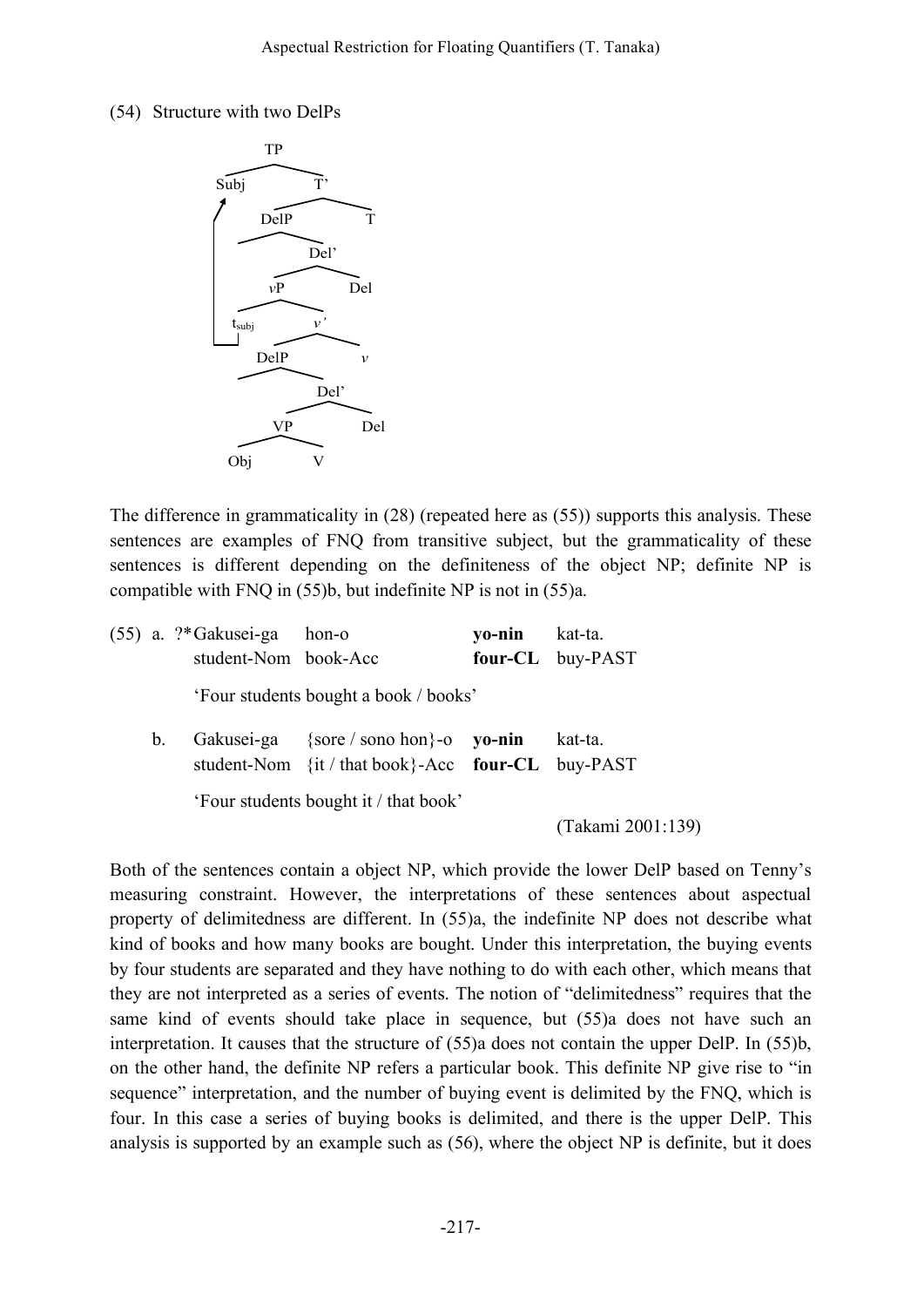(54) Structure with two DelPs

```
TP
├── Subj
└── T'
    ├── DelP
    │   └── Del'
    │       ├── vP
    │       │   ├── t_subj
    │       │   └── v'
    │       │       ├── DelP
    │       │       │   └── Del'
    │       │       │       ├── VP
    │       │       │       │   ├── Obj
    │       │       │       │   └── V
    │       │       │       └── Del
    │       │       └── v
    │       └── Del
    └── T
```

The difference in grammaticality in (28) (repeated here as (55)) supports this analysis. These sentences are examples of FNQ from transitive subject, but the grammaticality of these sentences is different depending on the definiteness of the object NP; definite NP is compatible with FNQ in (55)b, but indefinite NP is not in (55)a.

(55) a. ?*Gakusei-ga hon-o **yo-nin** kat-ta.
student-Nom book-Acc **four-CL** buy-PAST
'Four students bought a book / books'

b. Gakusei-ga {sore / sono hon}-o **yo-nin** kat-ta.
student-Nom {it / that book}-Acc **four-CL** buy-PAST
'Four students bought it / that book'

(Takami 2001:139)

Both of the sentences contain a object NP, which provide the lower DelP based on Tenny's measuring constraint. However, the interpretations of these sentences about aspectual property of delimitedness are different. In (55)a, the indefinite NP does not describe what kind of books and how many books are bought. Under this interpretation, the buying events by four students are separated and they have nothing to do with each other, which means that they are not interpreted as a series of events. The notion of "delimitedness" requires that the same kind of events should take place in sequence, but (55)a does not have such an interpretation. It causes that the structure of (55)a does not contain the upper DelP. In (55)b, on the other hand, the definite NP refers a particular book. This definite NP give rise to "in sequence" interpretation, and the number of buying event is delimited by the FNQ, which is four. In this case a series of buying books is delimited, and there is the upper DelP. This analysis is supported by an example such as (56), where the object NP is definite, but it does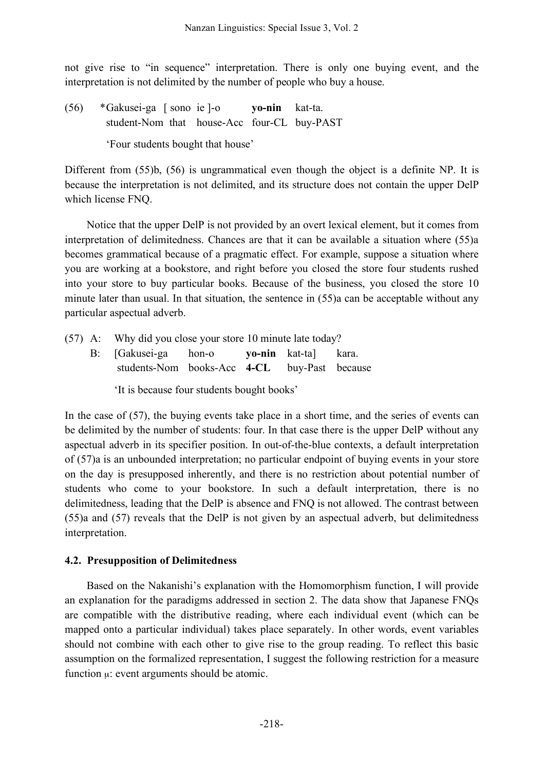not give rise to "in sequence" interpretation. There is only one buying event, and the interpretation is not delimited by the number of people who buy a house.

(56) \*Gakusei-ga [ sono ie ]-o **yo-nin** kat-ta.
student-Nom that house-Acc four-CL buy-PAST

'Four students bought that house'

Different from (55)b, (56) is ungrammatical even though the object is a definite NP. It is because the interpretation is not delimited, and its structure does not contain the upper DelP which license FNQ.

Notice that the upper DelP is not provided by an overt lexical element, but it comes from interpretation of delimitedness. Chances are that it can be available a situation where (55)a becomes grammatical because of a pragmatic effect. For example, suppose a situation where you are working at a bookstore, and right before you closed the store four students rushed into your store to buy particular books. Because of the business, you closed the store 10 minute later than usual. In that situation, the sentence in (55)a can be acceptable without any particular aspectual adverb.

(57) A: Why did you close your store 10 minute late today?
B: [Gakusei-ga hon-o **yo-nin** kat-ta] kara.
students-Nom books-Acc **4-CL** buy-Past because

'It is because four students bought books'

In the case of (57), the buying events take place in a short time, and the series of events can be delimited by the number of students: four. In that case there is the upper DelP without any aspectual adverb in its specifier position. In out-of-the-blue contexts, a default interpretation of (57)a is an unbounded interpretation; no particular endpoint of buying events in your store on the day is presupposed inherently, and there is no restriction about potential number of students who come to your bookstore. In such a default interpretation, there is no delimitedness, leading that the DelP is absence and FNQ is not allowed. The contrast between (55)a and (57) reveals that the DelP is not given by an aspectual adverb, but delimitedness interpretation.

## 4.2. Presupposition of Delimitedness

Based on the Nakanishi's explanation with the Homomorphism function, I will provide an explanation for the paradigms addressed in section 2. The data show that Japanese FNQs are compatible with the distributive reading, where each individual event (which can be mapped onto a particular individual) takes place separately. In other words, event variables should not combine with each other to give rise to the group reading. To reflect this basic assumption on the formalized representation, I suggest the following restriction for a measure function $\mu$: event arguments should be atomic.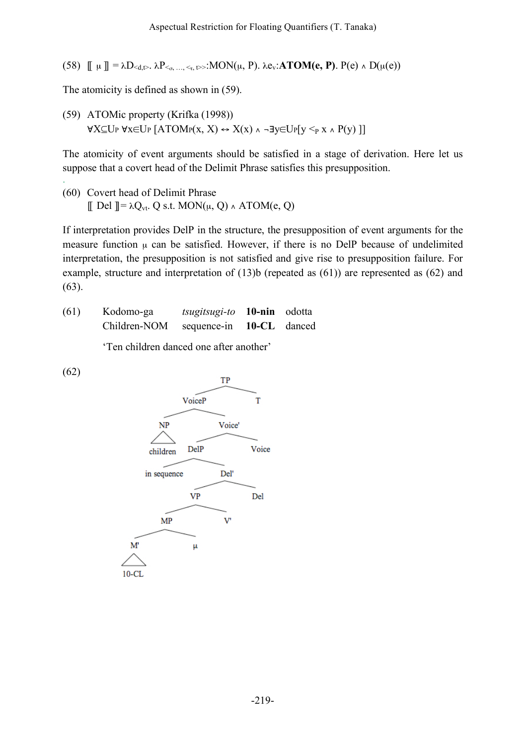(58) $[\![ \mu ]\!] = \lambda D_{<d,t>}. \lambda P_{<\sigma, \ldots, <\tau, t>>}$:MON(μ, P). $\lambda e_v$:**ATOM(e, P)**. P(e) ∧ D(μ(e))

The atomicity is defined as shown in (59).

(59) ATOMic property (Krifka (1998))
$\forall X \subseteq U_P \; \forall x \in U_P \, [\text{ATOM}_P(x, X) \leftrightarrow X(x) \wedge \neg \exists y \in U_P [y <_P x \wedge P(y)\,]]$

The atomicity of event arguments should be satisfied in a stage of derivation. Here let us suppose that a covert head of the Delimit Phrase satisfies this presupposition.

(60) Covert head of Delimit Phrase
$[\![ \text{Del} ]\!] = \lambda Q_{vt}$. Q s.t. MON(μ, Q) ∧ ATOM(e, Q)

If interpretation provides DelP in the structure, the presupposition of event arguments for the measure function μ can be satisfied. However, if there is no DelP because of undelimited interpretation, the presupposition is not satisfied and give rise to presupposition failure. For example, structure and interpretation of (13)b (repeated as (61)) are represented as (62) and (63).

(61) Kodomo-ga *tsugitsugi-to* **10-nin** odotta
Children-NOM sequence-in **10-CL** danced

'Ten children danced one after another'

(62)

```
                    TP
                  /    \
             VoiceP     T
            /      \
          NP       Voice'
          |       /      \
      children  DelP     Voice
               /    \
       in sequence  Del'
                   /    \
                 VP     Del
                /  \
              MP    V'
             /  \
           M'    μ
           |
         10-CL
```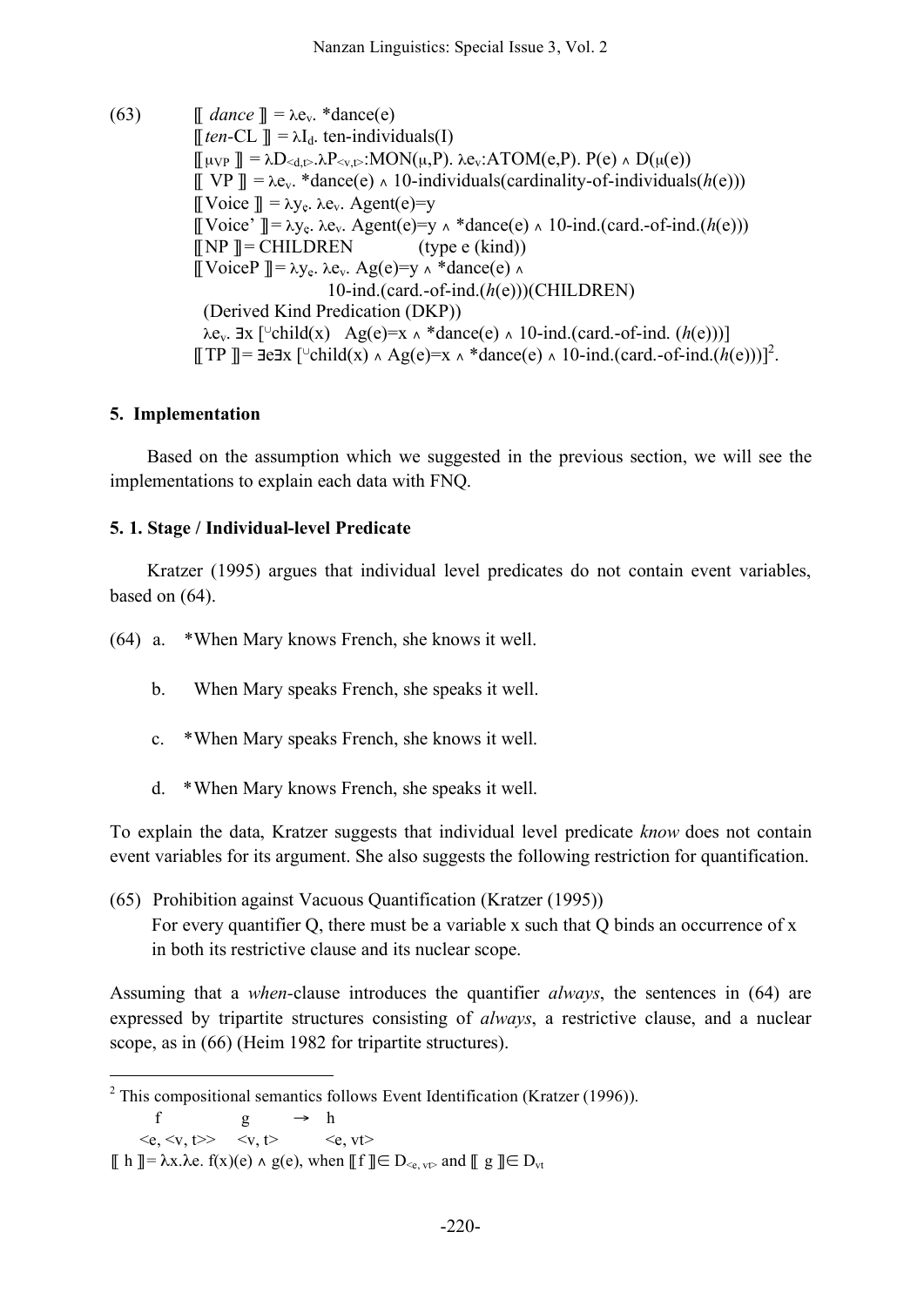(63) $[\![$ *dance* $]\!] = \lambda e_v.$ \*dance(e)

$[\![$ *ten*-CL $]\!] = \lambda I_d.$ ten-individuals(I)

$[\![ \mu_{VP} ]\!] = \lambda D_{<d,t>}.\lambda P_{<v,t>}$:MON($\mu$,P). $\lambda e_v$:ATOM(e,P). P(e) ∧ D($\mu$(e))

$[\![$ VP $]\!] = \lambda e_v.$ \*dance(e) ∧ 10-individuals(cardinality-of-individuals(*h*(e)))

$[\![$ Voice $]\!] = \lambda y_e.\ \lambda e_v.$ Agent(e)=y

$[\![$ Voice' $]\!] = \lambda y_e.\ \lambda e_v.$ Agent(e)=y ∧ \*dance(e) ∧ 10-ind.(card.-of-ind.(*h*(e)))

$[\![$ NP $]\!]$ = CHILDREN (type e (kind))

$[\![$ VoiceP $]\!] = \lambda y_e.\ \lambda e_v.$ Ag(e)=y ∧ \*dance(e) ∧
10-ind.(card.-of-ind.(*h*(e)))(CHILDREN)

(Derived Kind Predication (DKP))

$\lambda e_v.$ ∃x [$^\cup$child(x) Ag(e)=x ∧ \*dance(e) ∧ 10-ind.(card.-of-ind. (*h*(e)))]

$[\![$ TP $]\!]$ = ∃e∃x [$^\cup$child(x) ∧ Ag(e)=x ∧ \*dance(e) ∧ 10-ind.(card.-of-ind.(*h*(e)))][2].

## 5. Implementation

Based on the assumption which we suggested in the previous section, we will see the implementations to explain each data with FNQ.

### 5. 1. Stage / Individual-level Predicate

Kratzer (1995) argues that individual level predicates do not contain event variables, based on (64).

(64) a. \*When Mary knows French, she knows it well.

b. When Mary speaks French, she speaks it well.

c. \*When Mary speaks French, she knows it well.

d. \*When Mary knows French, she speaks it well.

To explain the data, Kratzer suggests that individual level predicate *know* does not contain event variables for its argument. She also suggests the following restriction for quantification.

(65) Prohibition against Vacuous Quantification (Kratzer (1995))
For every quantifier Q, there must be a variable x such that Q binds an occurrence of x in both its restrictive clause and its nuclear scope.

Assuming that a *when*-clause introduces the quantifier *always*, the sentences in (64) are expressed by tripartite structures consisting of *always*, a restrictive clause, and a nuclear scope, as in (66) (Heim 1982 for tripartite structures).

---

[2] This compositional semantics follows Event Identification (Kratzer (1996)).

f g → h

<e, <v, t>> <v, t> <e, vt>

$[\![$ h $]\!] = \lambda x.\lambda e.$ f(x)(e) ∧ g(e), when $[\![$ f $]\!] \in D_{<e,\, vt>}$ and $[\![$ g $]\!] \in D_{vt}$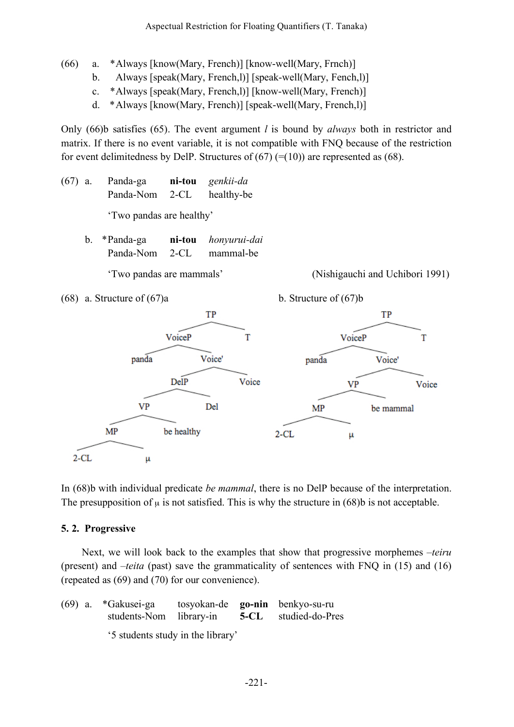(66) a. *Always [know(Mary, French)] [know-well(Mary, Frnch)]

b. Always [speak(Mary, French,l)] [speak-well(Mary, Fench,l)]

c. *Always [speak(Mary, French,l)] [know-well(Mary, French)]

d. *Always [know(Mary, French)] [speak-well(Mary, French,l)]

Only (66)b satisfies (65). The event argument *l* is bound by *always* both in restrictor and matrix. If there is no event variable, it is not compatible with FNQ because of the restriction for event delimitedness by DelP. Structures of (67) (=(10)) are represented as (68).

(67) a. Panda-ga **ni-tou** *genkii-da*
Panda-Nom 2-CL healthy-be
'Two pandas are healthy'

b. *Panda-ga **ni-tou** *honyurui-dai*
Panda-Nom 2-CL mammal-be
'Two pandas are mammals' (Nishigauchi and Uchibori 1991)

(68) a. Structure of (67)a

```
[TP [VoiceP panda [Voice' [DelP [VP [MP 2-CL μ] be healthy] Del] Voice]] T]
```

b. Structure of (67)b

```
[TP [VoiceP panda [Voice' [VP [MP 2-CL μ] be mammal] Voice]] T]
```

In (68)b with individual predicate *be mammal*, there is no DelP because of the interpretation. The presupposition of $\mu$ is not satisfied. This is why the structure in (68)b is not acceptable.

### 5. 2. Progressive

Next, we will look back to the examples that show that progressive morphemes *–teiru* (present) and *–teita* (past) save the grammaticality of sentences with FNQ in (15) and (16) (repeated as (69) and (70) for our convenience).

(69) a. *Gakusei-ga tosyokan-de **go-nin** benkyo-su-ru
students-Nom library-in **5-CL** studied-do-Pres
'5 students study in the library'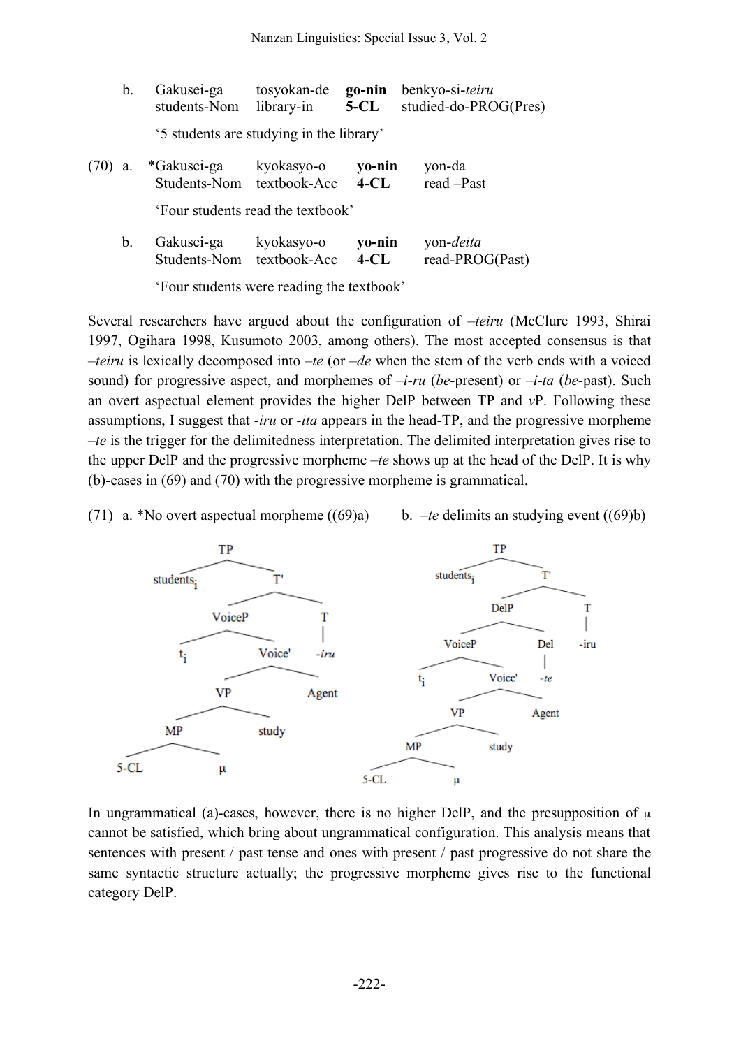b. Gakusei-ga tosyokan-de **go-nin** benkyo-si-*teiru*
   students-Nom library-in **5-CL** studied-do-PROG(Pres)

   '5 students are studying in the library'

(70) a. *Gakusei-ga kyokasyo-o **yo-nin** yon-da
   Students-Nom textbook-Acc **4-CL** read –Past

   'Four students read the textbook'

b. Gakusei-ga kyokasyo-o **yo-nin** yon-*deita*
   Students-Nom textbook-Acc **4-CL** read-PROG(Past)

   'Four students were reading the textbook'

Several researchers have argued about the configuration of *–teiru* (McClure 1993, Shirai 1997, Ogihara 1998, Kusumoto 2003, among others). The most accepted consensus is that *–teiru* is lexically decomposed into *–te* (or *–de* when the stem of the verb ends with a voiced sound) for progressive aspect, and morphemes of *–i-ru* (*be*-present) or *–i-ta* (*be*-past). Such an overt aspectual element provides the higher DelP between TP and *v*P. Following these assumptions, I suggest that *-iru* or *-ita* appears in the head-TP, and the progressive morpheme *–te* is the trigger for the delimitedness interpretation. The delimited interpretation gives rise to the upper DelP and the progressive morpheme *–te* shows up at the head of the DelP. It is why (b)-cases in (69) and (70) with the progressive morpheme is grammatical.

(71) a. *No overt aspectual morpheme ((69)a) b. *–te* delimits an studying event ((69)b)

```
a.  [TP students_i [T' [VoiceP t_i [Voice' [VP [MP 5-CL μ] study] Agent]] [T -iru]]]

b.  [TP students_i [T' [DelP [VoiceP t_i [Voice' [VP [MP 5-CL μ] study] Agent]] [Del -te]] [T -iru]]]
```

In ungrammatical (a)-cases, however, there is no higher DelP, and the presupposition of μ cannot be satisfied, which bring about ungrammatical configuration. This analysis means that sentences with present / past tense and ones with present / past progressive do not share the same syntactic structure actually; the progressive morpheme gives rise to the functional category DelP.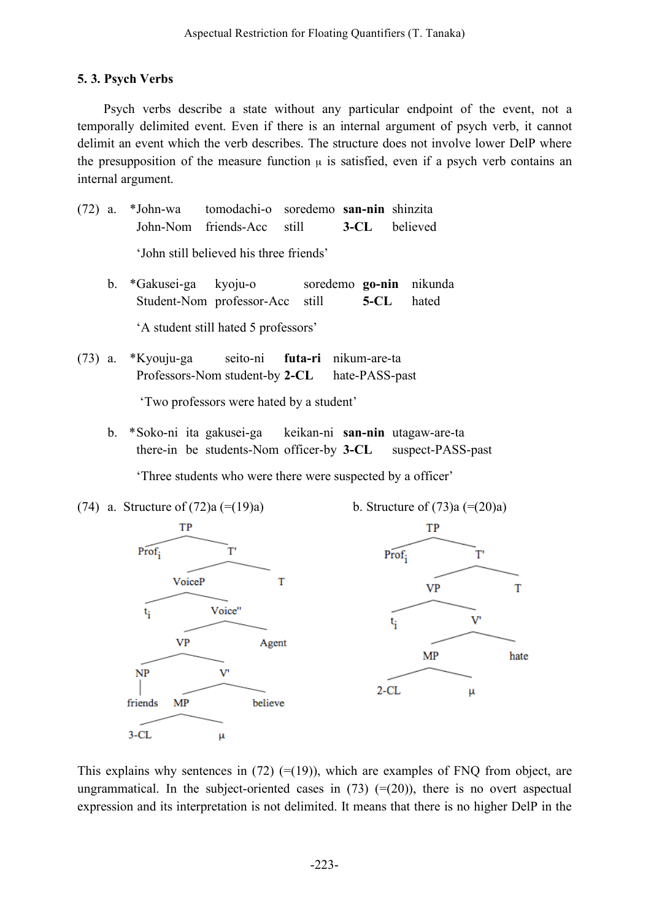### 5. 3. Psych Verbs

Psych verbs describe a state without any particular endpoint of the event, not a temporally delimited event. Even if there is an internal argument of psych verb, it cannot delimit an event which the verb describes. The structure does not involve lower DelP where the presupposition of the measure function μ is satisfied, even if a psych verb contains an internal argument.

(72) a. \*John-wa tomodachi-o soredemo **san-nin** shinzita
John-Nom friends-Acc still **3-CL** believed
'John still believed his three friends'

b. \*Gakusei-ga kyoju-o soredemo **go-nin** nikunda
Student-Nom professor-Acc still **5-CL** hated
'A student still hated 5 professors'

(73) a. \*Kyouju-ga seito-ni **futa-ri** nikum-are-ta
Professors-Nom student-by **2-CL** hate-PASS-past
'Two professors were hated by a student'

b. \*Soko-ni ita gakusei-ga keikan-ni **san-nin** utagaw-are-ta
there-in be students-Nom officer-by **3-CL** suspect-PASS-past
'Three students who were there were suspected by a officer'

(74) a. Structure of (72)a (=(19)a)

```
[TP Prof_i [T' [VoiceP t_i [Voice'' [VP [NP friends] [V' [MP 3-CL μ] believe]] Agent]] T]]
```

b. Structure of (73)a (=(20)a)

```
[TP Prof_i [T' [VP t_i [V' [MP 2-CL μ] hate]] T]]
```

This explains why sentences in (72) (=(19)), which are examples of FNQ from object, are ungrammatical. In the subject-oriented cases in (73) (=(20)), there is no overt aspectual expression and its interpretation is not delimited. It means that there is no higher DelP in the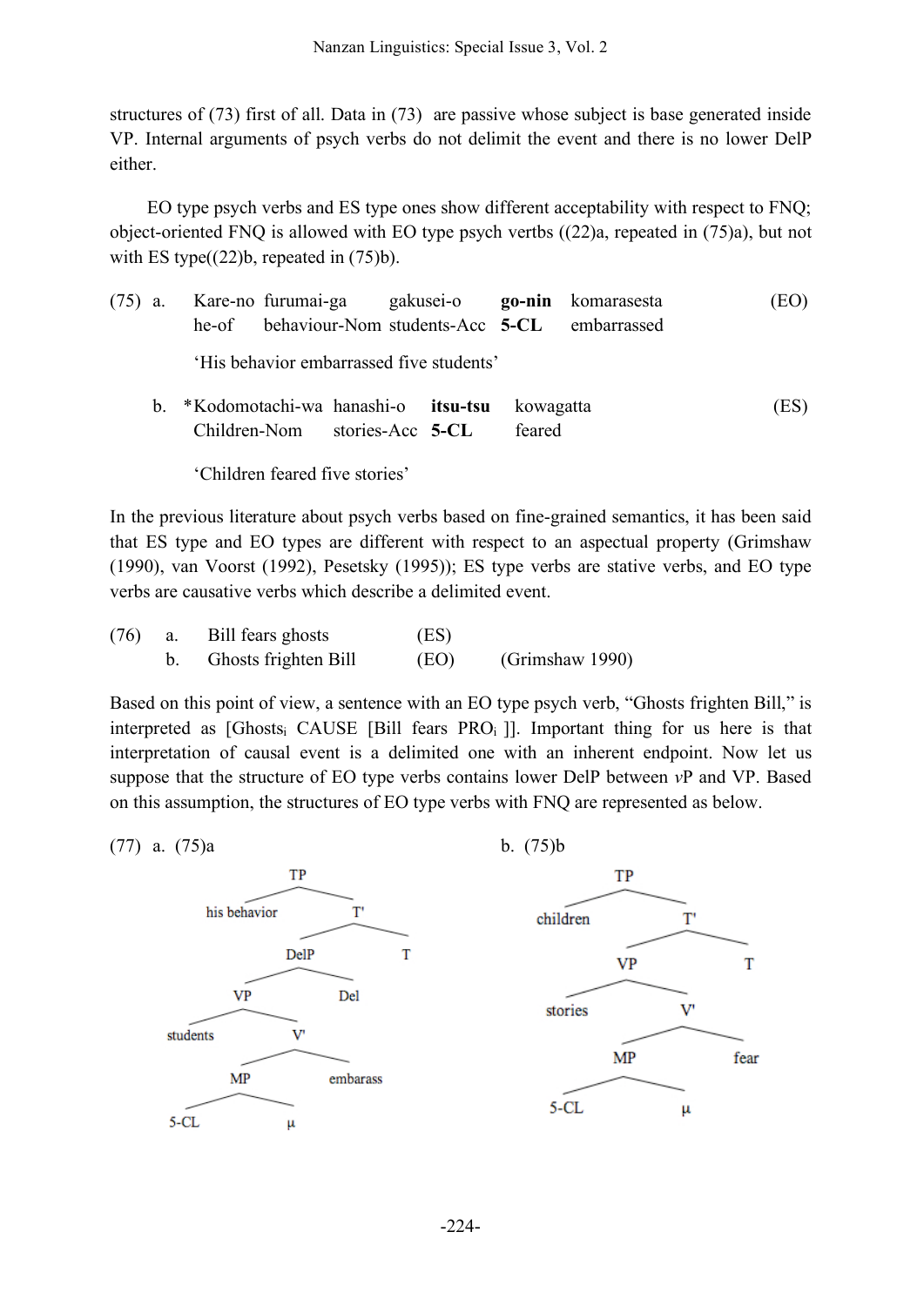structures of (73) first of all. Data in (73) are passive whose subject is base generated inside VP. Internal arguments of psych verbs do not delimit the event and there is no lower DelP either.

EO type psych verbs and ES type ones show different acceptability with respect to FNQ; object-oriented FNQ is allowed with EO type psych vertbs ((22)a, repeated in (75)a), but not with ES type((22)b, repeated in (75)b).

(75) a. Kare-no furumai-ga gakusei-o **go-nin** komarasesta (EO)
he-of behaviour-Nom students-Acc **5-CL** embarrassed

'His behavior embarrassed five students'

b. *Kodomotachi-wa hanashi-o **itsu-tsu** kowagatta (ES)
Children-Nom stories-Acc **5-CL** feared

'Children feared five stories'

In the previous literature about psych verbs based on fine-grained semantics, it has been said that ES type and EO types are different with respect to an aspectual property (Grimshaw (1990), van Voorst (1992), Pesetsky (1995)); ES type verbs are stative verbs, and EO type verbs are causative verbs which describe a delimited event.

(76) a. Bill fears ghosts (ES)
b. Ghosts frighten Bill (EO) (Grimshaw 1990)

Based on this point of view, a sentence with an EO type psych verb, "Ghosts frighten Bill," is interpreted as [Ghosts$_i$ CAUSE [Bill fears PRO$_i$ ]]. Important thing for us here is that interpretation of causal event is a delimited one with an inherent endpoint. Now let us suppose that the structure of EO type verbs contains lower DelP between *v*P and VP. Based on this assumption, the structures of EO type verbs with FNQ are represented as below.

(77) a. (75)a

```
[TP his behavior [T' [DelP [VP students [V' [MP 5-CL μ] embarass]] Del] T]]
```

b. (75)b

```
[TP children [T' [VP stories [V' [MP 5-CL μ] fear]] T]]
```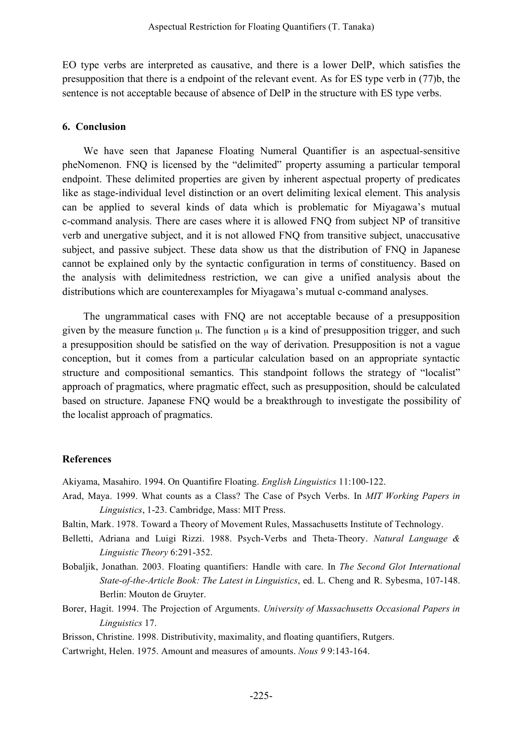EO type verbs are interpreted as causative, and there is a lower DelP, which satisfies the presupposition that there is a endpoint of the relevant event. As for ES type verb in (77)b, the sentence is not acceptable because of absence of DelP in the structure with ES type verbs.

## 6. Conclusion

We have seen that Japanese Floating Numeral Quantifier is an aspectual-sensitive pheNomenon. FNQ is licensed by the "delimited" property assuming a particular temporal endpoint. These delimited properties are given by inherent aspectual property of predicates like as stage-individual level distinction or an overt delimiting lexical element. This analysis can be applied to several kinds of data which is problematic for Miyagawa's mutual c-command analysis. There are cases where it is allowed FNQ from subject NP of transitive verb and unergative subject, and it is not allowed FNQ from transitive subject, unaccusative subject, and passive subject. These data show us that the distribution of FNQ in Japanese cannot be explained only by the syntactic configuration in terms of constituency. Based on the analysis with delimitedness restriction, we can give a unified analysis about the distributions which are counterexamples for Miyagawa's mutual c-command analyses.

The ungrammatical cases with FNQ are not acceptable because of a presupposition given by the measure function $\mu$. The function $\mu$ is a kind of presupposition trigger, and such a presupposition should be satisfied on the way of derivation. Presupposition is not a vague conception, but it comes from a particular calculation based on an appropriate syntactic structure and compositional semantics. This standpoint follows the strategy of "localist" approach of pragmatics, where pragmatic effect, such as presupposition, should be calculated based on structure. Japanese FNQ would be a breakthrough to investigate the possibility of the localist approach of pragmatics.

## References

Akiyama, Masahiro. 1994. On Quantifire Floating. *English Linguistics* 11:100-122.

Arad, Maya. 1999. What counts as a Class? The Case of Psych Verbs. In *MIT Working Papers in Linguistics*, 1-23. Cambridge, Mass: MIT Press.

Baltin, Mark. 1978. Toward a Theory of Movement Rules, Massachusetts Institute of Technology.

Belletti, Adriana and Luigi Rizzi. 1988. Psych-Verbs and Theta-Theory. *Natural Language & Linguistic Theory* 6:291-352.

Bobaljik, Jonathan. 2003. Floating quantifiers: Handle with care. In *The Second Glot International State-of-the-Article Book: The Latest in Linguistics*, ed. L. Cheng and R. Sybesma, 107-148. Berlin: Mouton de Gruyter.

Borer, Hagit. 1994. The Projection of Arguments. *University of Massachusetts Occasional Papers in Linguistics* 17.

Brisson, Christine. 1998. Distributivity, maximality, and floating quantifiers, Rutgers.

Cartwright, Helen. 1975. Amount and measures of amounts. *Nous 9* 9:143-164.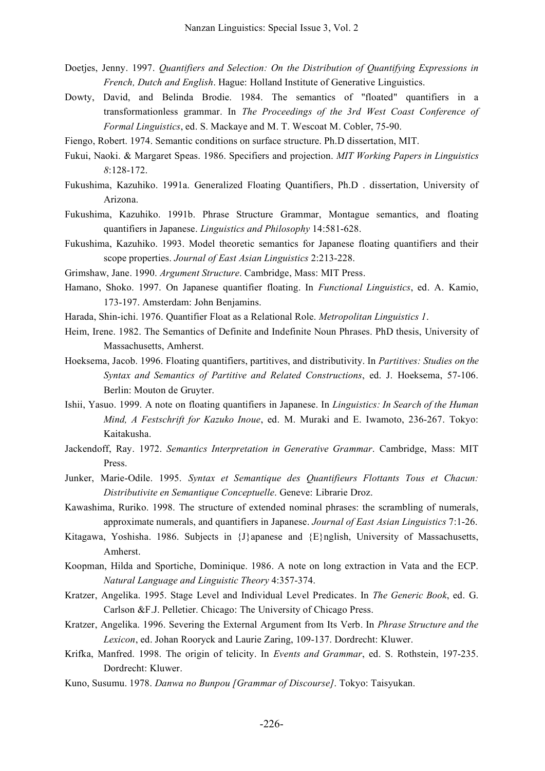Doetjes, Jenny. 1997. *Quantifiers and Selection: On the Distribution of Quantifying Expressions in French, Dutch and English*. Hague: Holland Institute of Generative Linguistics.

Dowty, David, and Belinda Brodie. 1984. The semantics of "floated" quantifiers in a transformationless grammar. In *The Proceedings of the 3rd West Coast Conference of Formal Linguistics*, ed. S. Mackaye and M. T. Wescoat M. Cobler, 75-90.

Fiengo, Robert. 1974. Semantic conditions on surface structure. Ph.D dissertation, MIT.

Fukui, Naoki. & Margaret Speas. 1986. Specifiers and projection. *MIT Working Papers in Linguistics 8*:128-172.

Fukushima, Kazuhiko. 1991a. Generalized Floating Quantifiers, Ph.D . dissertation, University of Arizona.

Fukushima, Kazuhiko. 1991b. Phrase Structure Grammar, Montague semantics, and floating quantifiers in Japanese. *Linguistics and Philosophy* 14:581-628.

Fukushima, Kazuhiko. 1993. Model theoretic semantics for Japanese floating quantifiers and their scope properties. *Journal of East Asian Linguistics* 2:213-228.

Grimshaw, Jane. 1990. *Argument Structure*. Cambridge, Mass: MIT Press.

Hamano, Shoko. 1997. On Japanese quantifier floating. In *Functional Linguistics*, ed. A. Kamio, 173-197. Amsterdam: John Benjamins.

Harada, Shin-ichi. 1976. Quantifier Float as a Relational Role. *Metropolitan Linguistics 1*.

Heim, Irene. 1982. The Semantics of Definite and Indefinite Noun Phrases. PhD thesis, University of Massachusetts, Amherst.

Hoeksema, Jacob. 1996. Floating quantifiers, partitives, and distributivity. In *Partitives: Studies on the Syntax and Semantics of Partitive and Related Constructions*, ed. J. Hoeksema, 57-106. Berlin: Mouton de Gruyter.

Ishii, Yasuo. 1999. A note on floating quantifiers in Japanese. In *Linguistics: In Search of the Human Mind, A Festschrift for Kazuko Inoue*, ed. M. Muraki and E. Iwamoto, 236-267. Tokyo: Kaitakusha.

Jackendoff, Ray. 1972. *Semantics Interpretation in Generative Grammar*. Cambridge, Mass: MIT Press.

Junker, Marie-Odile. 1995. *Syntax et Semantique des Quantifieurs Flottants Tous et Chacun: Distributivite en Semantique Conceptuelle*. Geneve: Librarie Droz.

Kawashima, Ruriko. 1998. The structure of extended nominal phrases: the scrambling of numerals, approximate numerals, and quantifiers in Japanese. *Journal of East Asian Linguistics* 7:1-26.

Kitagawa, Yoshisha. 1986. Subjects in {J}apanese and {E}nglish, University of Massachusetts, Amherst.

Koopman, Hilda and Sportiche, Dominique. 1986. A note on long extraction in Vata and the ECP. *Natural Language and Linguistic Theory* 4:357-374.

Kratzer, Angelika. 1995. Stage Level and Individual Level Predicates. In *The Generic Book*, ed. G. Carlson &F.J. Pelletier. Chicago: The University of Chicago Press.

Kratzer, Angelika. 1996. Severing the External Argument from Its Verb. In *Phrase Structure and the Lexicon*, ed. Johan Rooryck and Laurie Zaring, 109-137. Dordrecht: Kluwer.

Krifka, Manfred. 1998. The origin of telicity. In *Events and Grammar*, ed. S. Rothstein, 197-235. Dordrecht: Kluwer.

Kuno, Susumu. 1978. *Danwa no Bunpou [Grammar of Discourse]*. Tokyo: Taisyukan.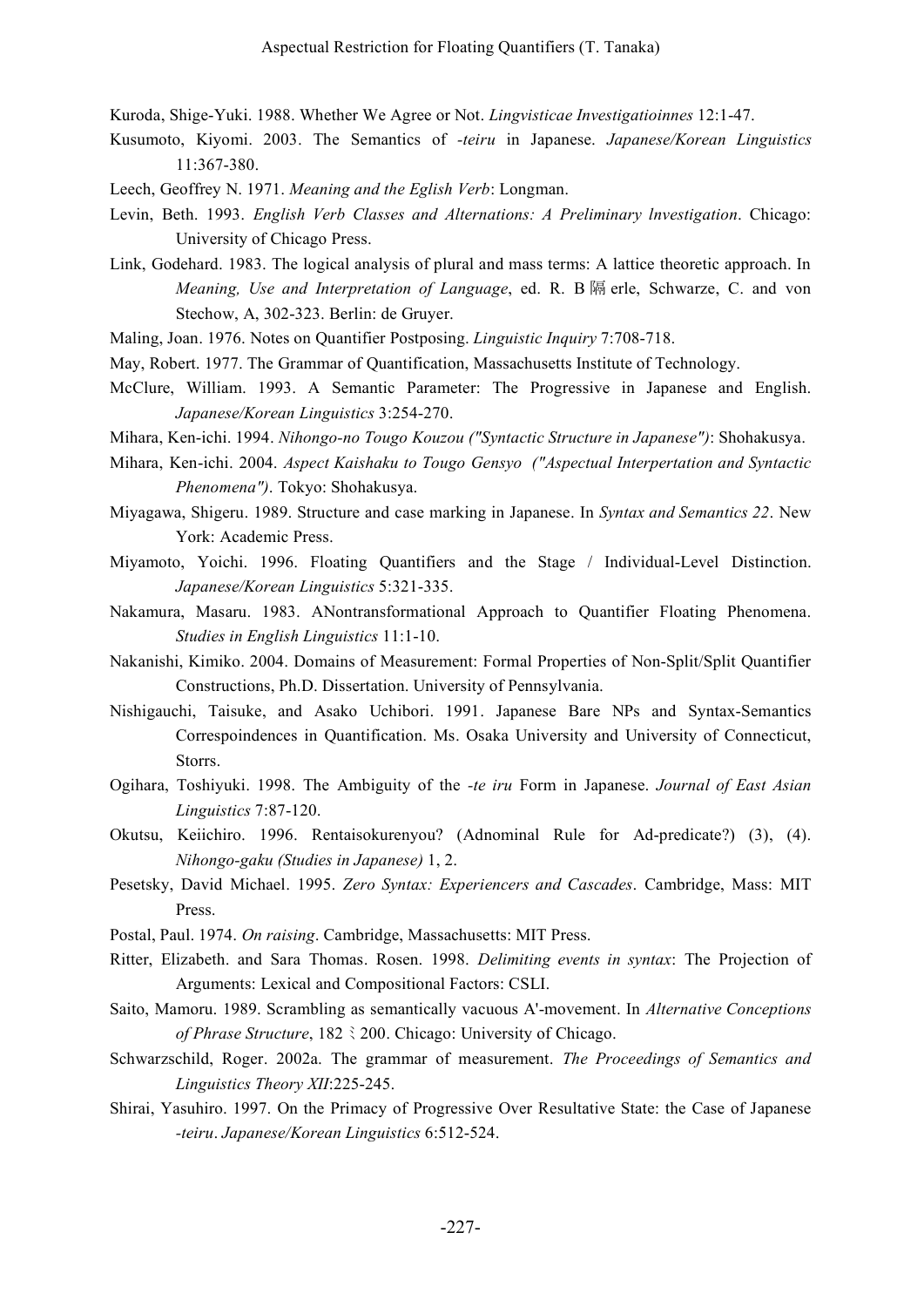Kuroda, Shige-Yuki. 1988. Whether We Agree or Not. *Lingvisticae Investigatioinnes* 12:1-47.

Kusumoto, Kiyomi. 2003. The Semantics of *-teiru* in Japanese. *Japanese/Korean Linguistics* 11:367-380.

Leech, Geoffrey N. 1971. *Meaning and the Eglish Verb*: Longman.

Levin, Beth. 1993. *English Verb Classes and Alternations: A Preliminary lnvestigation*. Chicago: University of Chicago Press.

Link, Godehard. 1983. The logical analysis of plural and mass terms: A lattice theoretic approach. In *Meaning, Use and Interpretation of Language*, ed. R. B 隔 erle, Schwarze, C. and von Stechow, A, 302-323. Berlin: de Gruyer.

Maling, Joan. 1976. Notes on Quantifier Postposing. *Linguistic Inquiry* 7:708-718.

May, Robert. 1977. The Grammar of Quantification, Massachusetts Institute of Technology.

McClure, William. 1993. A Semantic Parameter: The Progressive in Japanese and English. *Japanese/Korean Linguistics* 3:254-270.

Mihara, Ken-ichi. 1994. *Nihongo-no Tougo Kouzou ("Syntactic Structure in Japanese")*: Shohakusya.

Mihara, Ken-ichi. 2004. *Aspect Kaishaku to Tougo Gensyo ("Aspectual Interpertation and Syntactic Phenomena")*. Tokyo: Shohakusya.

Miyagawa, Shigeru. 1989. Structure and case marking in Japanese. In *Syntax and Semantics 22*. New York: Academic Press.

Miyamoto, Yoichi. 1996. Floating Quantifiers and the Stage / Individual-Level Distinction. *Japanese/Korean Linguistics* 5:321-335.

Nakamura, Masaru. 1983. ANontransformational Approach to Quantifier Floating Phenomena. *Studies in English Linguistics* 11:1-10.

Nakanishi, Kimiko. 2004. Domains of Measurement: Formal Properties of Non-Split/Split Quantifier Constructions, Ph.D. Dissertation. University of Pennsylvania.

Nishigauchi, Taisuke, and Asako Uchibori. 1991. Japanese Bare NPs and Syntax-Semantics Correspoindences in Quantification. Ms. Osaka University and University of Connecticut, Storrs.

Ogihara, Toshiyuki. 1998. The Ambiguity of the *-te iru* Form in Japanese. *Journal of East Asian Linguistics* 7:87-120.

Okutsu, Keiichiro. 1996. Rentaisokurenyou? (Adnominal Rule for Ad-predicate?) (3), (4). *Nihongo-gaku (Studies in Japanese)* 1, 2.

Pesetsky, David Michael. 1995. *Zero Syntax: Experiencers and Cascades*. Cambridge, Mass: MIT Press.

Postal, Paul. 1974. *On raising*. Cambridge, Massachusetts: MIT Press.

Ritter, Elizabeth. and Sara Thomas. Rosen. 1998. *Delimiting events in syntax*: The Projection of Arguments: Lexical and Compositional Factors: CSLI.

Saito, Mamoru. 1989. Scrambling as semantically vacuous A'-movement. In *Alternative Conceptions of Phrase Structure*, 182 〻 200. Chicago: University of Chicago.

Schwarzschild, Roger. 2002a. The grammar of measurement. *The Proceedings of Semantics and Linguistics Theory XII*:225-245.

Shirai, Yasuhiro. 1997. On the Primacy of Progressive Over Resultative State: the Case of Japanese *-teiru*. *Japanese/Korean Linguistics* 6:512-524.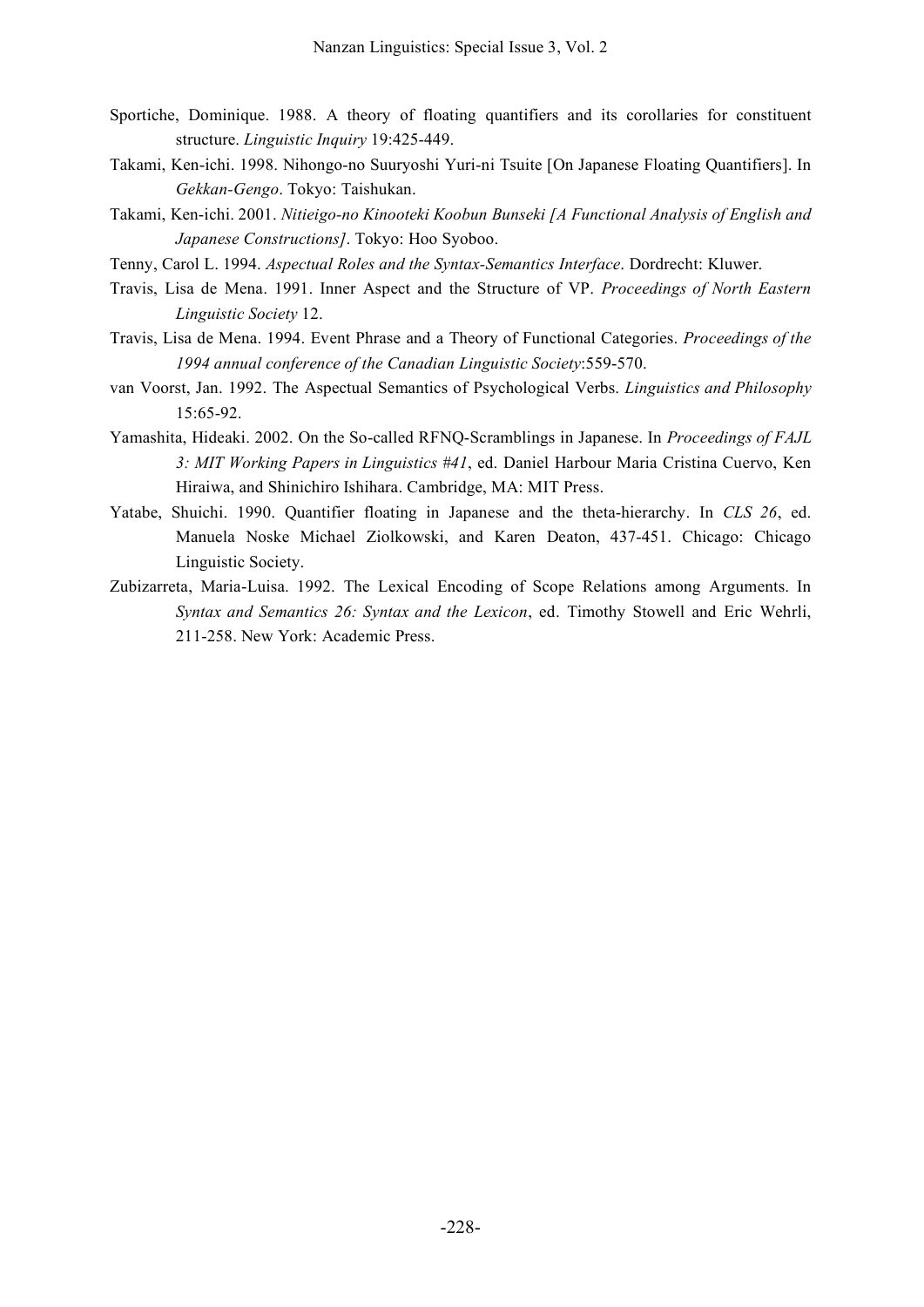Sportiche, Dominique. 1988. A theory of floating quantifiers and its corollaries for constituent structure. *Linguistic Inquiry* 19:425-449.

Takami, Ken-ichi. 1998. Nihongo-no Suuryoshi Yuri-ni Tsuite [On Japanese Floating Quantifiers]. In *Gekkan-Gengo*. Tokyo: Taishukan.

Takami, Ken-ichi. 2001. *Nitieigo-no Kinooteki Koobun Bunseki [A Functional Analysis of English and Japanese Constructions]*. Tokyo: Hoo Syoboo.

Tenny, Carol L. 1994. *Aspectual Roles and the Syntax-Semantics Interface*. Dordrecht: Kluwer.

Travis, Lisa de Mena. 1991. Inner Aspect and the Structure of VP. *Proceedings of North Eastern Linguistic Society* 12.

Travis, Lisa de Mena. 1994. Event Phrase and a Theory of Functional Categories. *Proceedings of the 1994 annual conference of the Canadian Linguistic Society*:559-570.

van Voorst, Jan. 1992. The Aspectual Semantics of Psychological Verbs. *Linguistics and Philosophy* 15:65-92.

Yamashita, Hideaki. 2002. On the So-called RFNQ-Scramblings in Japanese. In *Proceedings of FAJL 3: MIT Working Papers in Linguistics #41*, ed. Daniel Harbour Maria Cristina Cuervo, Ken Hiraiwa, and Shinichiro Ishihara. Cambridge, MA: MIT Press.

Yatabe, Shuichi. 1990. Quantifier floating in Japanese and the theta-hierarchy. In *CLS 26*, ed. Manuela Noske Michael Ziolkowski, and Karen Deaton, 437-451. Chicago: Chicago Linguistic Society.

Zubizarreta, Maria-Luisa. 1992. The Lexical Encoding of Scope Relations among Arguments. In *Syntax and Semantics 26: Syntax and the Lexicon*, ed. Timothy Stowell and Eric Wehrli, 211-258. New York: Academic Press.